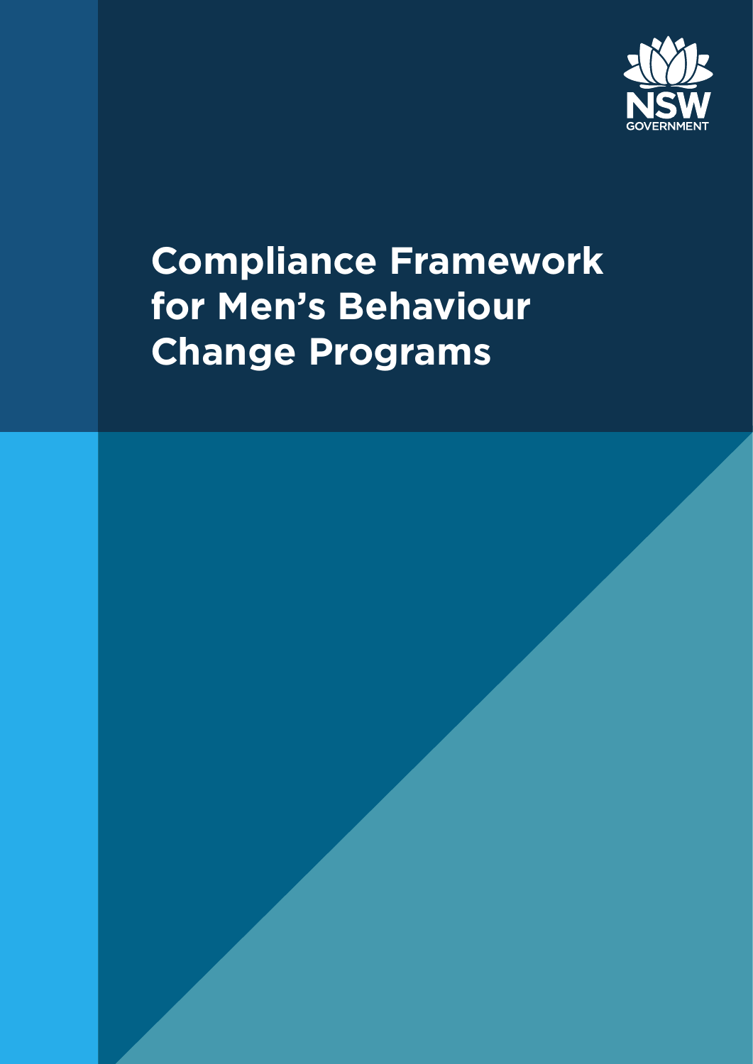NSW GOVERNMENT

# Compliance Framework for Men's Behaviour Change Programs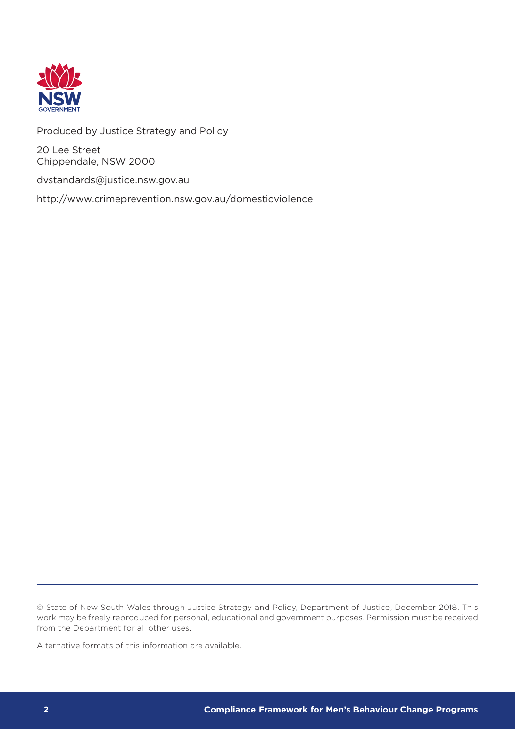Produced by Justice Strategy and Policy

20 Lee Street
Chippendale, NSW 2000

dvstandards@justice.nsw.gov.au

http://www.crimeprevention.nsw.gov.au/domesticviolence

---

© State of New South Wales through Justice Strategy and Policy, Department of Justice, December 2018. This work may be freely reproduced for personal, educational and government purposes. Permission must be received from the Department for all other uses.

Alternative formats of this information are available.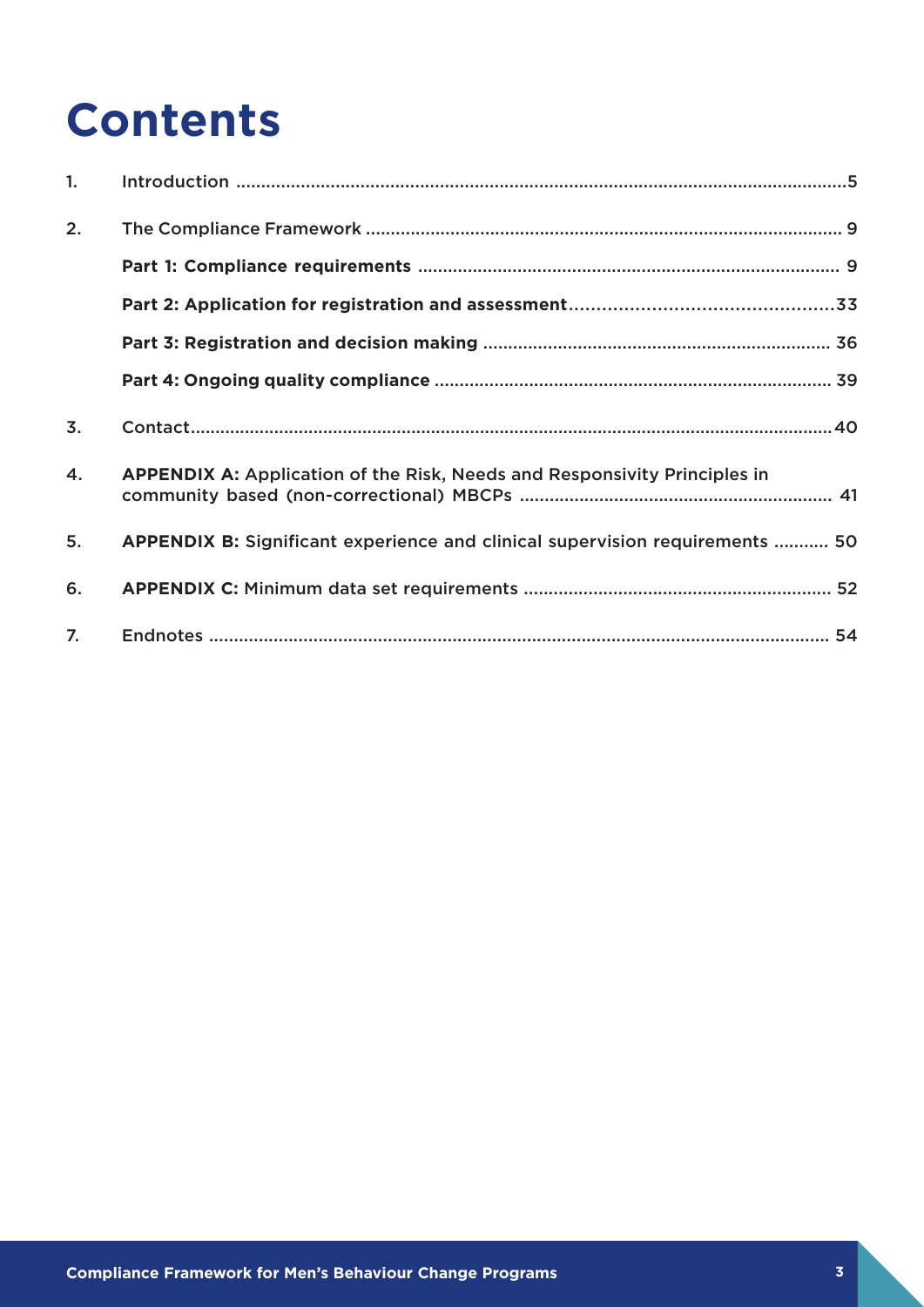# Contents

1. Introduction ....................................................................................................................5
2. The Compliance Framework .......................................................................................... 9
   - **Part 1: Compliance requirements** ............................................................................ 9
   - **Part 2: Application for registration and assessment**...............................................33
   - **Part 3: Registration and decision making** ................................................................ 36
   - **Part 4: Ongoing quality compliance** ......................................................................... 39
3. Contact...........................................................................................................................40
4. **APPENDIX A:** Application of the Risk, Needs and Responsivity Principles in community based (non-correctional) MBCPs ............................................................... 41
5. **APPENDIX B:** Significant experience and clinical supervision requirements ........... 50
6. **APPENDIX C:** Minimum data set requirements ............................................................ 52
7. Endnotes ........................................................................................................................ 54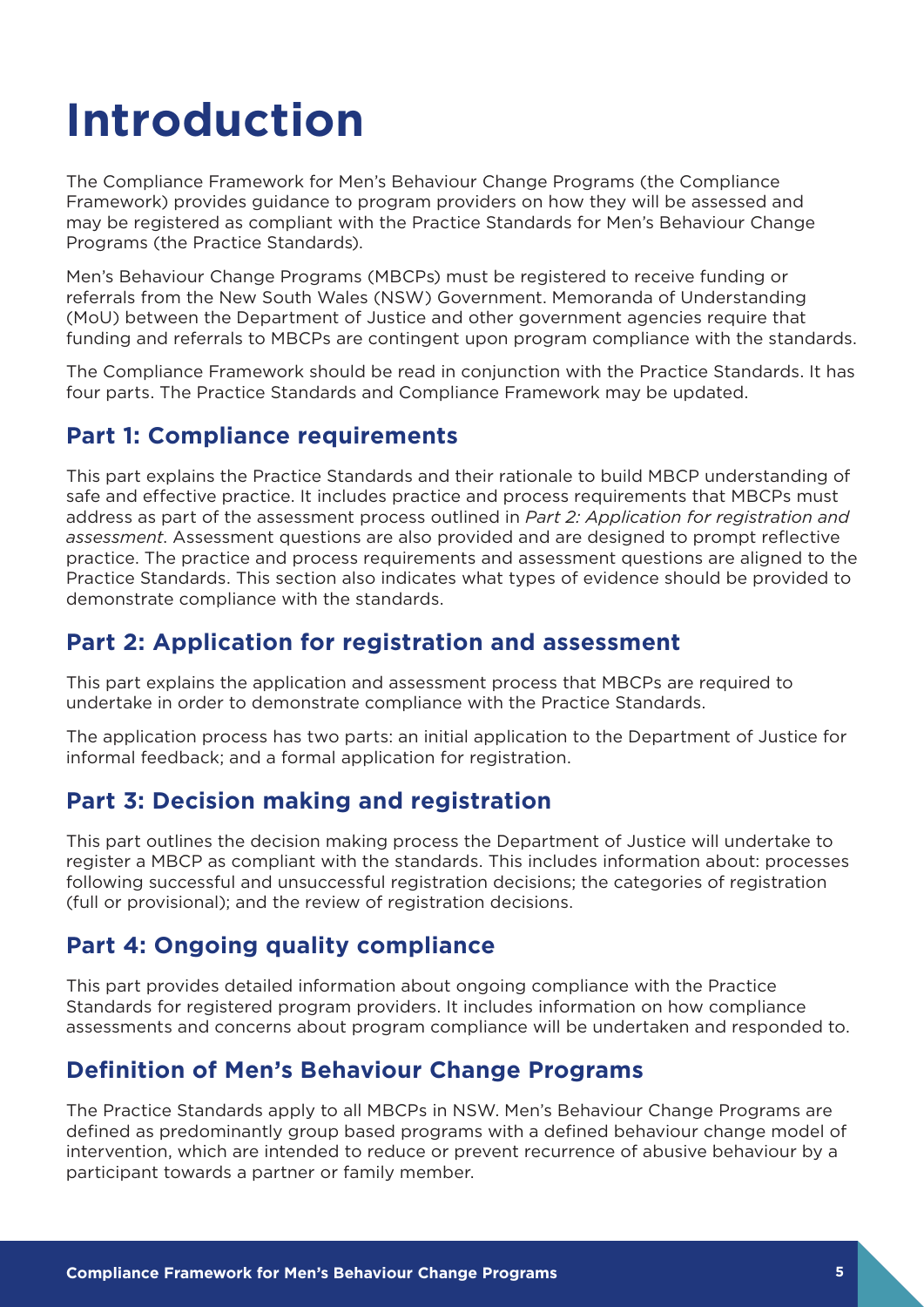# Introduction

The Compliance Framework for Men's Behaviour Change Programs (the Compliance Framework) provides guidance to program providers on how they will be assessed and may be registered as compliant with the Practice Standards for Men's Behaviour Change Programs (the Practice Standards).

Men's Behaviour Change Programs (MBCPs) must be registered to receive funding or referrals from the New South Wales (NSW) Government. Memoranda of Understanding (MoU) between the Department of Justice and other government agencies require that funding and referrals to MBCPs are contingent upon program compliance with the standards.

The Compliance Framework should be read in conjunction with the Practice Standards. It has four parts. The Practice Standards and Compliance Framework may be updated.

## Part 1: Compliance requirements

This part explains the Practice Standards and their rationale to build MBCP understanding of safe and effective practice. It includes practice and process requirements that MBCPs must address as part of the assessment process outlined in *Part 2: Application for registration and assessment*. Assessment questions are also provided and are designed to prompt reflective practice. The practice and process requirements and assessment questions are aligned to the Practice Standards. This section also indicates what types of evidence should be provided to demonstrate compliance with the standards.

## Part 2: Application for registration and assessment

This part explains the application and assessment process that MBCPs are required to undertake in order to demonstrate compliance with the Practice Standards.

The application process has two parts: an initial application to the Department of Justice for informal feedback; and a formal application for registration.

## Part 3: Decision making and registration

This part outlines the decision making process the Department of Justice will undertake to register a MBCP as compliant with the standards. This includes information about: processes following successful and unsuccessful registration decisions; the categories of registration (full or provisional); and the review of registration decisions.

## Part 4: Ongoing quality compliance

This part provides detailed information about ongoing compliance with the Practice Standards for registered program providers. It includes information on how compliance assessments and concerns about program compliance will be undertaken and responded to.

## Definition of Men's Behaviour Change Programs

The Practice Standards apply to all MBCPs in NSW. Men's Behaviour Change Programs are defined as predominantly group based programs with a defined behaviour change model of intervention, which are intended to reduce or prevent recurrence of abusive behaviour by a participant towards a partner or family member.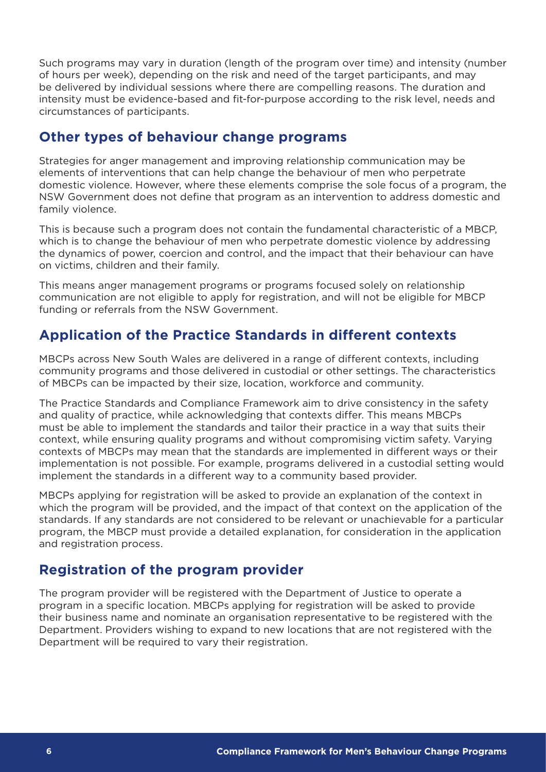Such programs may vary in duration (length of the program over time) and intensity (number of hours per week), depending on the risk and need of the target participants, and may be delivered by individual sessions where there are compelling reasons. The duration and intensity must be evidence-based and fit-for-purpose according to the risk level, needs and circumstances of participants.

## Other types of behaviour change programs

Strategies for anger management and improving relationship communication may be elements of interventions that can help change the behaviour of men who perpetrate domestic violence. However, where these elements comprise the sole focus of a program, the NSW Government does not define that program as an intervention to address domestic and family violence.

This is because such a program does not contain the fundamental characteristic of a MBCP, which is to change the behaviour of men who perpetrate domestic violence by addressing the dynamics of power, coercion and control, and the impact that their behaviour can have on victims, children and their family.

This means anger management programs or programs focused solely on relationship communication are not eligible to apply for registration, and will not be eligible for MBCP funding or referrals from the NSW Government.

## Application of the Practice Standards in different contexts

MBCPs across New South Wales are delivered in a range of different contexts, including community programs and those delivered in custodial or other settings. The characteristics of MBCPs can be impacted by their size, location, workforce and community.

The Practice Standards and Compliance Framework aim to drive consistency in the safety and quality of practice, while acknowledging that contexts differ. This means MBCPs must be able to implement the standards and tailor their practice in a way that suits their context, while ensuring quality programs and without compromising victim safety. Varying contexts of MBCPs may mean that the standards are implemented in different ways or their implementation is not possible. For example, programs delivered in a custodial setting would implement the standards in a different way to a community based provider.

MBCPs applying for registration will be asked to provide an explanation of the context in which the program will be provided, and the impact of that context on the application of the standards. If any standards are not considered to be relevant or unachievable for a particular program, the MBCP must provide a detailed explanation, for consideration in the application and registration process.

## Registration of the program provider

The program provider will be registered with the Department of Justice to operate a program in a specific location. MBCPs applying for registration will be asked to provide their business name and nominate an organisation representative to be registered with the Department. Providers wishing to expand to new locations that are not registered with the Department will be required to vary their registration.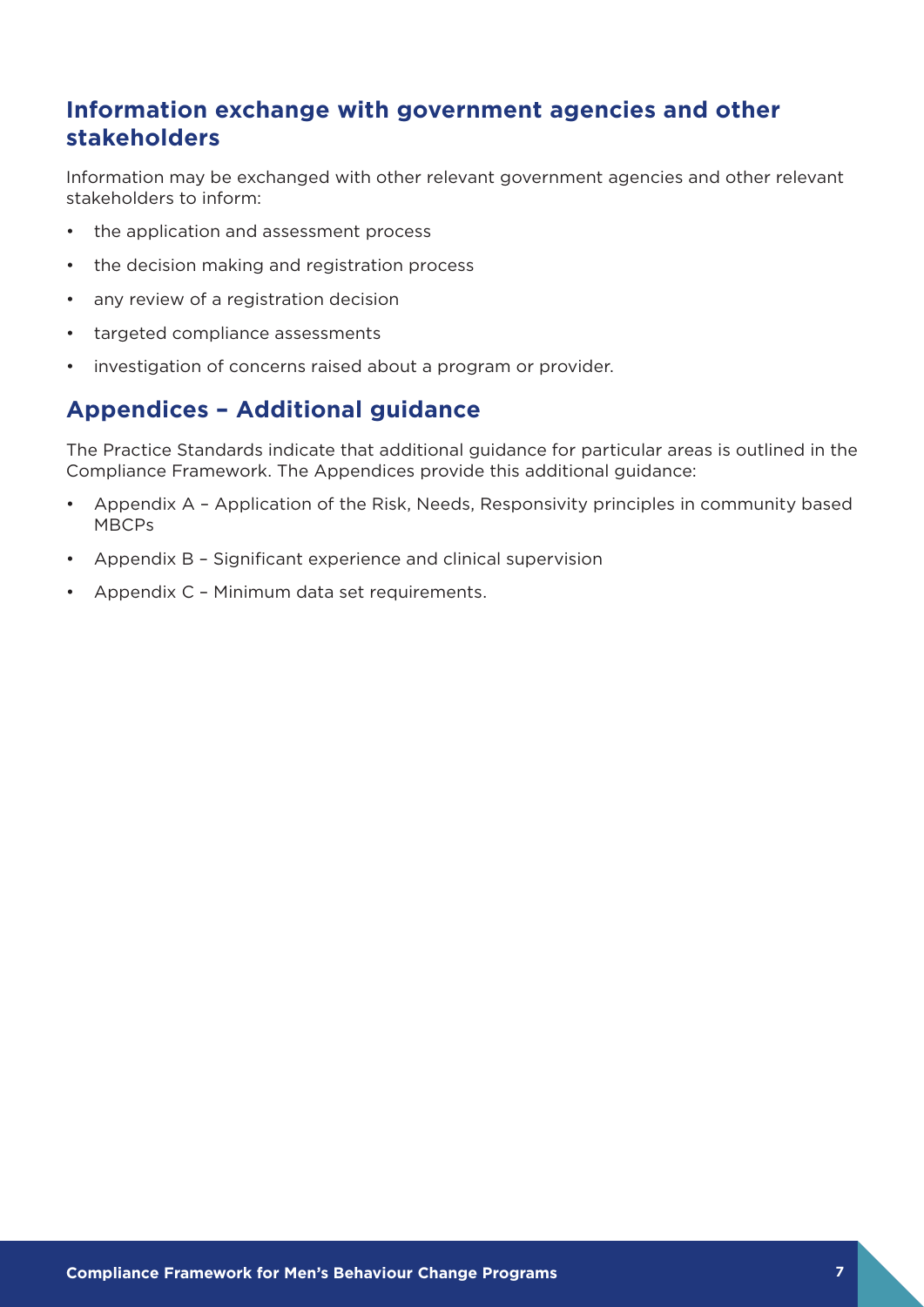## Information exchange with government agencies and other stakeholders

Information may be exchanged with other relevant government agencies and other relevant stakeholders to inform:

- the application and assessment process
- the decision making and registration process
- any review of a registration decision
- targeted compliance assessments
- investigation of concerns raised about a program or provider.

## Appendices – Additional guidance

The Practice Standards indicate that additional guidance for particular areas is outlined in the Compliance Framework. The Appendices provide this additional guidance:

- Appendix A – Application of the Risk, Needs, Responsivity principles in community based MBCPs
- Appendix B – Significant experience and clinical supervision
- Appendix C – Minimum data set requirements.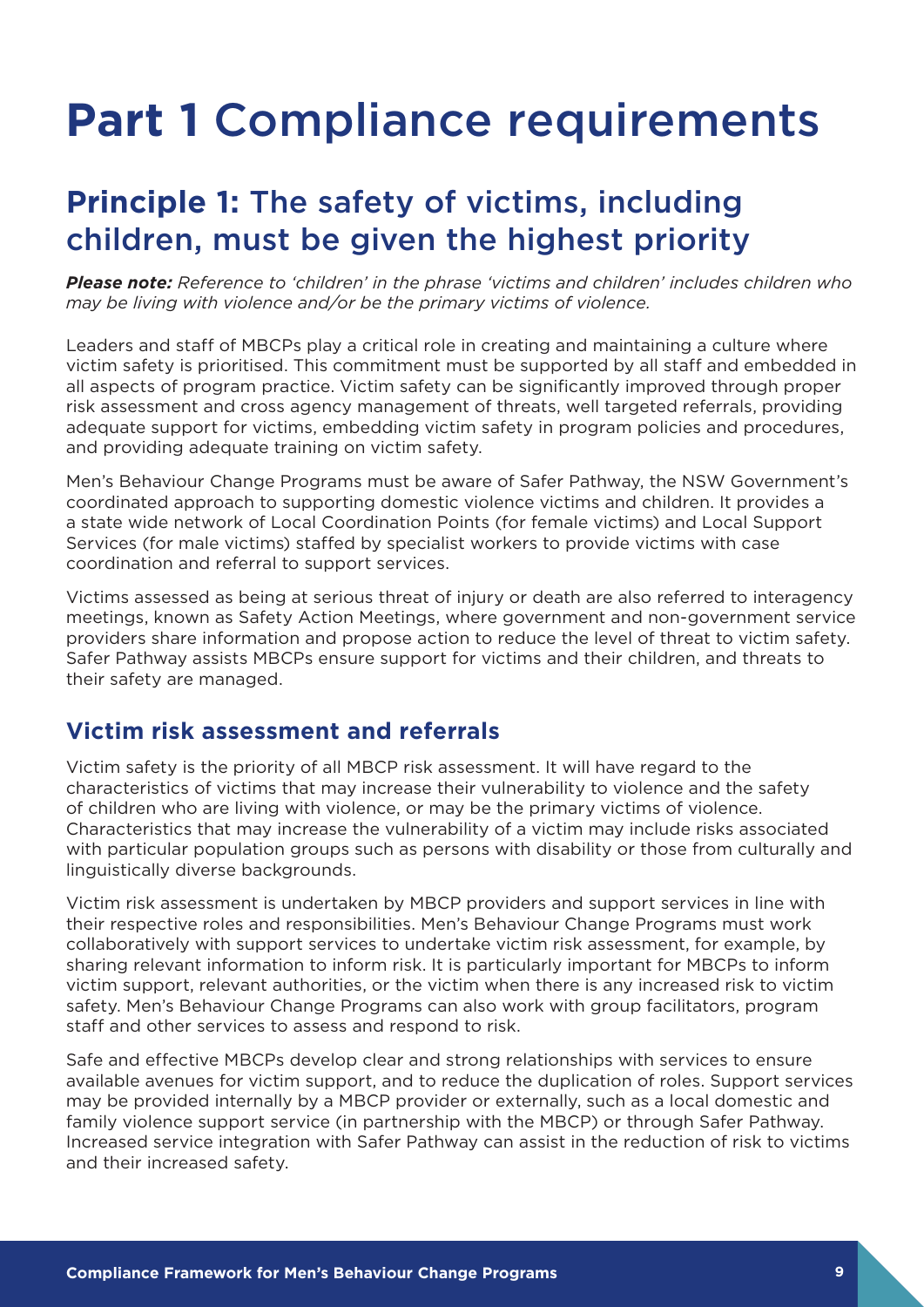# **Part 1** Compliance requirements

## **Principle 1:** The safety of victims, including children, must be given the highest priority

***Please note:*** *Reference to 'children' in the phrase 'victims and children' includes children who may be living with violence and/or be the primary victims of violence.*

Leaders and staff of MBCPs play a critical role in creating and maintaining a culture where victim safety is prioritised. This commitment must be supported by all staff and embedded in all aspects of program practice. Victim safety can be significantly improved through proper risk assessment and cross agency management of threats, well targeted referrals, providing adequate support for victims, embedding victim safety in program policies and procedures, and providing adequate training on victim safety.

Men's Behaviour Change Programs must be aware of Safer Pathway, the NSW Government's coordinated approach to supporting domestic violence victims and children. It provides a a state wide network of Local Coordination Points (for female victims) and Local Support Services (for male victims) staffed by specialist workers to provide victims with case coordination and referral to support services.

Victims assessed as being at serious threat of injury or death are also referred to interagency meetings, known as Safety Action Meetings, where government and non-government service providers share information and propose action to reduce the level of threat to victim safety. Safer Pathway assists MBCPs ensure support for victims and their children, and threats to their safety are managed.

### **Victim risk assessment and referrals**

Victim safety is the priority of all MBCP risk assessment. It will have regard to the characteristics of victims that may increase their vulnerability to violence and the safety of children who are living with violence, or may be the primary victims of violence. Characteristics that may increase the vulnerability of a victim may include risks associated with particular population groups such as persons with disability or those from culturally and linguistically diverse backgrounds.

Victim risk assessment is undertaken by MBCP providers and support services in line with their respective roles and responsibilities. Men's Behaviour Change Programs must work collaboratively with support services to undertake victim risk assessment, for example, by sharing relevant information to inform risk. It is particularly important for MBCPs to inform victim support, relevant authorities, or the victim when there is any increased risk to victim safety. Men's Behaviour Change Programs can also work with group facilitators, program staff and other services to assess and respond to risk.

Safe and effective MBCPs develop clear and strong relationships with services to ensure available avenues for victim support, and to reduce the duplication of roles. Support services may be provided internally by a MBCP provider or externally, such as a local domestic and family violence support service (in partnership with the MBCP) or through Safer Pathway. Increased service integration with Safer Pathway can assist in the reduction of risk to victims and their increased safety.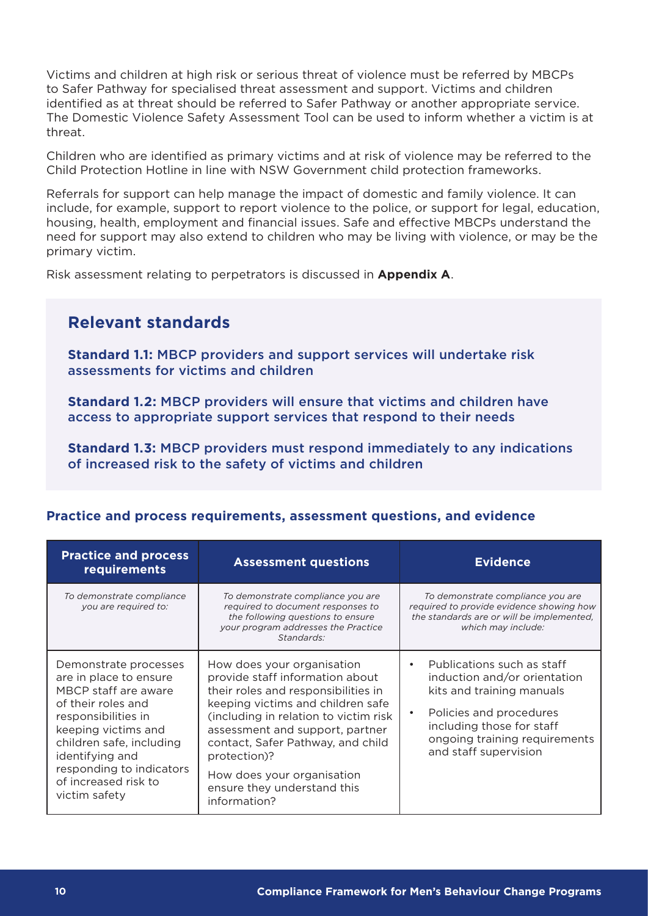Victims and children at high risk or serious threat of violence must be referred by MBCPs to Safer Pathway for specialised threat assessment and support. Victims and children identified as at threat should be referred to Safer Pathway or another appropriate service. The Domestic Violence Safety Assessment Tool can be used to inform whether a victim is at threat.

Children who are identified as primary victims and at risk of violence may be referred to the Child Protection Hotline in line with NSW Government child protection frameworks.

Referrals for support can help manage the impact of domestic and family violence. It can include, for example, support to report violence to the police, or support for legal, education, housing, health, employment and financial issues. Safe and effective MBCPs understand the need for support may also extend to children who may be living with violence, or may be the primary victim.

Risk assessment relating to perpetrators is discussed in **Appendix A**.

## Relevant standards

**Standard 1.1:** MBCP providers and support services will undertake risk assessments for victims and children

**Standard 1.2:** MBCP providers will ensure that victims and children have access to appropriate support services that respond to their needs

**Standard 1.3:** MBCP providers must respond immediately to any indications of increased risk to the safety of victims and children

### Practice and process requirements, assessment questions, and evidence

| Practice and process requirements | Assessment questions | Evidence |
|---|---|---|
| *To demonstrate compliance you are required to:* | *To demonstrate compliance you are required to document responses to the following questions to ensure your program addresses the Practice Standards:* | *To demonstrate compliance you are required to provide evidence showing how the standards are or will be implemented, which may include:* |
| Demonstrate processes are in place to ensure MBCP staff are aware of their roles and responsibilities in keeping victims and children safe, including identifying and responding to indicators of increased risk to victim safety | How does your organisation provide staff information about their roles and responsibilities in keeping victims and children safe (including in relation to victim risk assessment and support, partner contact, Safer Pathway, and child protection)?<br><br>How does your organisation ensure they understand this information? | • Publications such as staff induction and/or orientation kits and training manuals<br>• Policies and procedures including those for staff ongoing training requirements and staff supervision |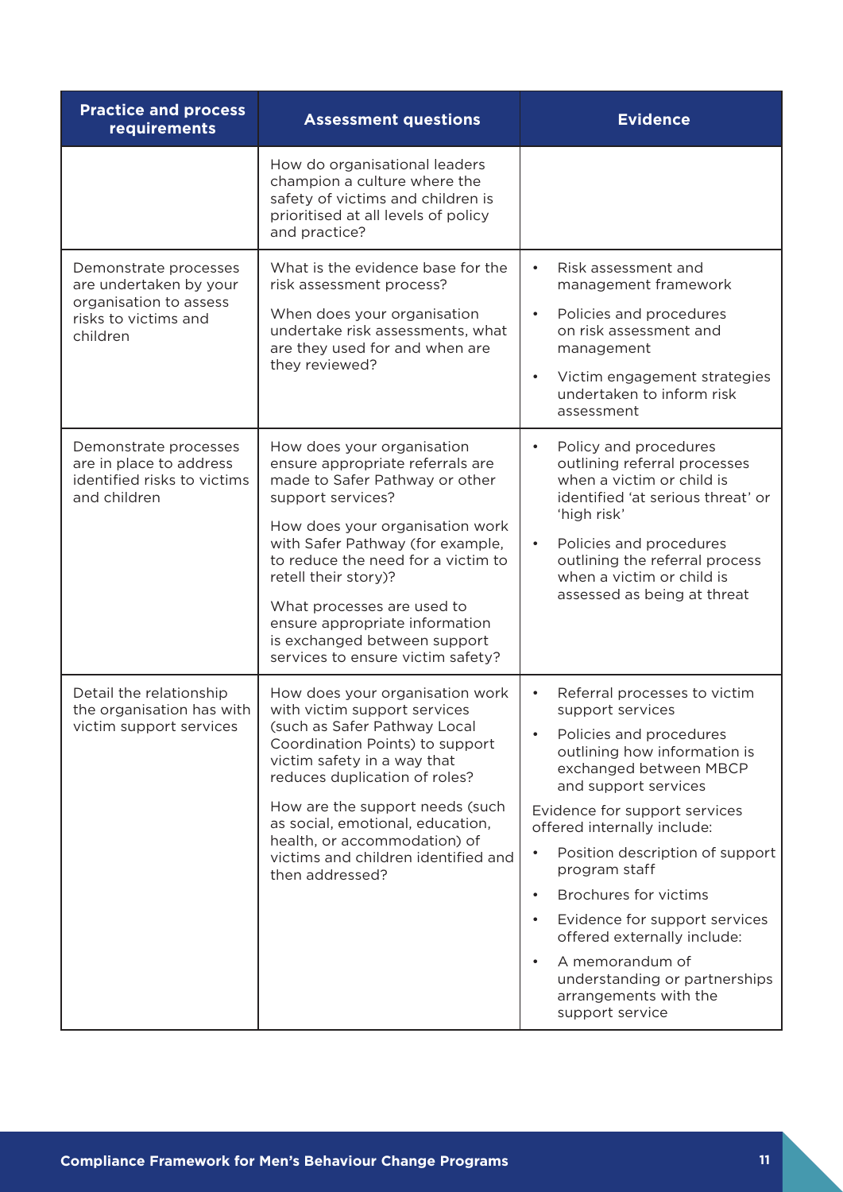| Practice and process requirements | Assessment questions | Evidence |
|---|---|---|
| | How do organisational leaders champion a culture where the safety of victims and children is prioritised at all levels of policy and practice? | |
| Demonstrate processes are undertaken by your organisation to assess risks to victims and children | What is the evidence base for the risk assessment process?<br><br>When does your organisation undertake risk assessments, what are they used for and when are they reviewed? | • Risk assessment and management framework<br>• Policies and procedures on risk assessment and management<br>• Victim engagement strategies undertaken to inform risk assessment |
| Demonstrate processes are in place to address identified risks to victims and children | How does your organisation ensure appropriate referrals are made to Safer Pathway or other support services?<br><br>How does your organisation work with Safer Pathway (for example, to reduce the need for a victim to retell their story)?<br><br>What processes are used to ensure appropriate information is exchanged between support services to ensure victim safety? | • Policy and procedures outlining referral processes when a victim or child is identified 'at serious threat' or 'high risk'<br>• Policies and procedures outlining the referral process when a victim or child is assessed as being at threat |
| Detail the relationship the organisation has with victim support services | How does your organisation work with victim support services (such as Safer Pathway Local Coordination Points) to support victim safety in a way that reduces duplication of roles?<br><br>How are the support needs (such as social, emotional, education, health, or accommodation) of victims and children identified and then addressed? | • Referral processes to victim support services<br>• Policies and procedures outlining how information is exchanged between MBCP and support services<br><br>Evidence for support services offered internally include:<br>• Position description of support program staff<br>• Brochures for victims<br>• Evidence for support services offered externally include:<br>• A memorandum of understanding or partnerships arrangements with the support service |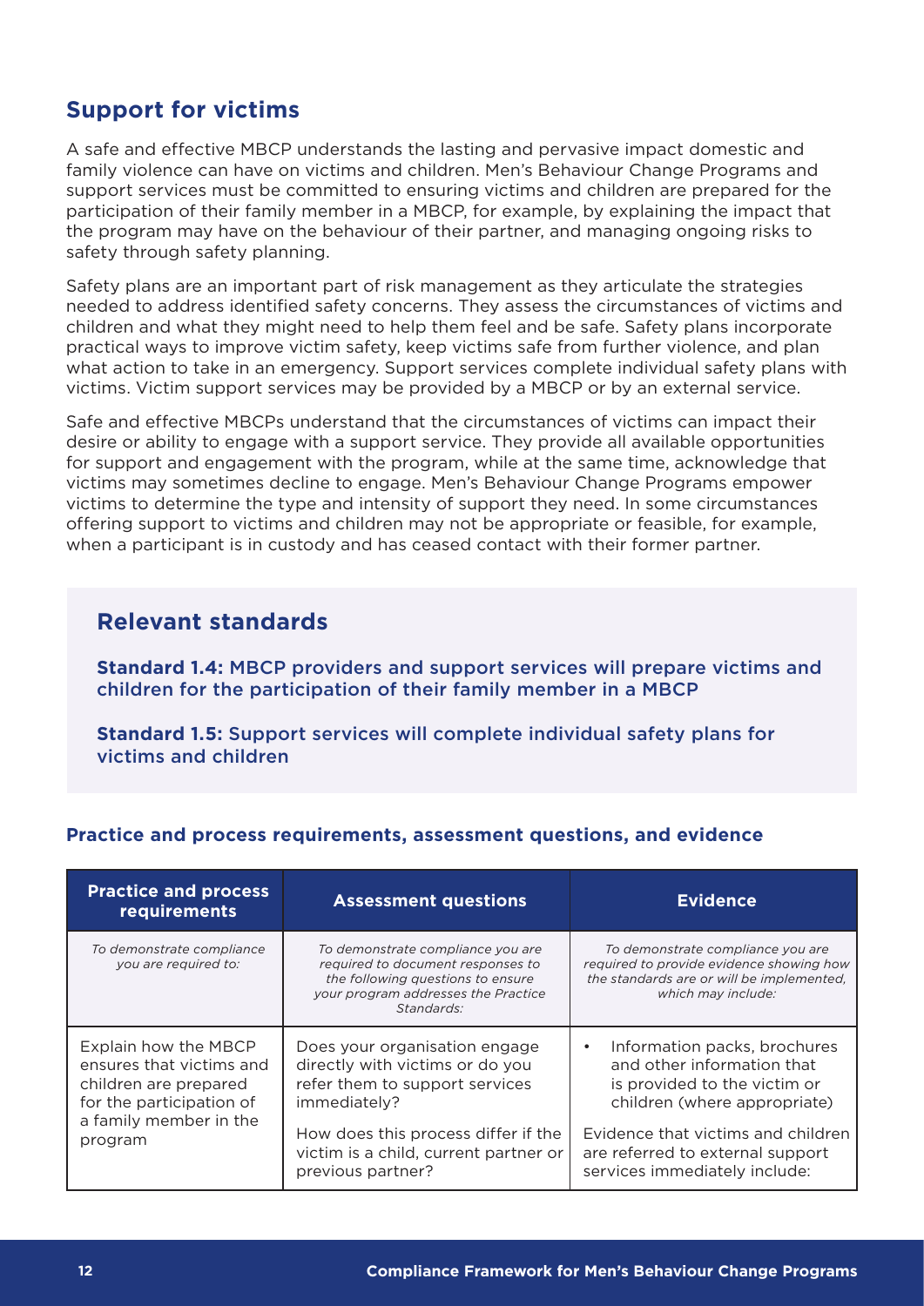## Support for victims

A safe and effective MBCP understands the lasting and pervasive impact domestic and family violence can have on victims and children. Men's Behaviour Change Programs and support services must be committed to ensuring victims and children are prepared for the participation of their family member in a MBCP, for example, by explaining the impact that the program may have on the behaviour of their partner, and managing ongoing risks to safety through safety planning.

Safety plans are an important part of risk management as they articulate the strategies needed to address identified safety concerns. They assess the circumstances of victims and children and what they might need to help them feel and be safe. Safety plans incorporate practical ways to improve victim safety, keep victims safe from further violence, and plan what action to take in an emergency. Support services complete individual safety plans with victims. Victim support services may be provided by a MBCP or by an external service.

Safe and effective MBCPs understand that the circumstances of victims can impact their desire or ability to engage with a support service. They provide all available opportunities for support and engagement with the program, while at the same time, acknowledge that victims may sometimes decline to engage. Men's Behaviour Change Programs empower victims to determine the type and intensity of support they need. In some circumstances offering support to victims and children may not be appropriate or feasible, for example, when a participant is in custody and has ceased contact with their former partner.

### Relevant standards

**Standard 1.4:** MBCP providers and support services will prepare victims and children for the participation of their family member in a MBCP

**Standard 1.5:** Support services will complete individual safety plans for victims and children

### Practice and process requirements, assessment questions, and evidence

| Practice and process requirements | Assessment questions | Evidence |
|---|---|---|
| *To demonstrate compliance you are required to:* | *To demonstrate compliance you are required to document responses to the following questions to ensure your program addresses the Practice Standards:* | *To demonstrate compliance you are required to provide evidence showing how the standards are or will be implemented, which may include:* |
| Explain how the MBCP ensures that victims and children are prepared for the participation of a family member in the program | Does your organisation engage directly with victims or do you refer them to support services immediately?<br><br>How does this process differ if the victim is a child, current partner or previous partner? | • Information packs, brochures and other information that is provided to the victim or children (where appropriate)<br><br>Evidence that victims and children are referred to external support services immediately include: |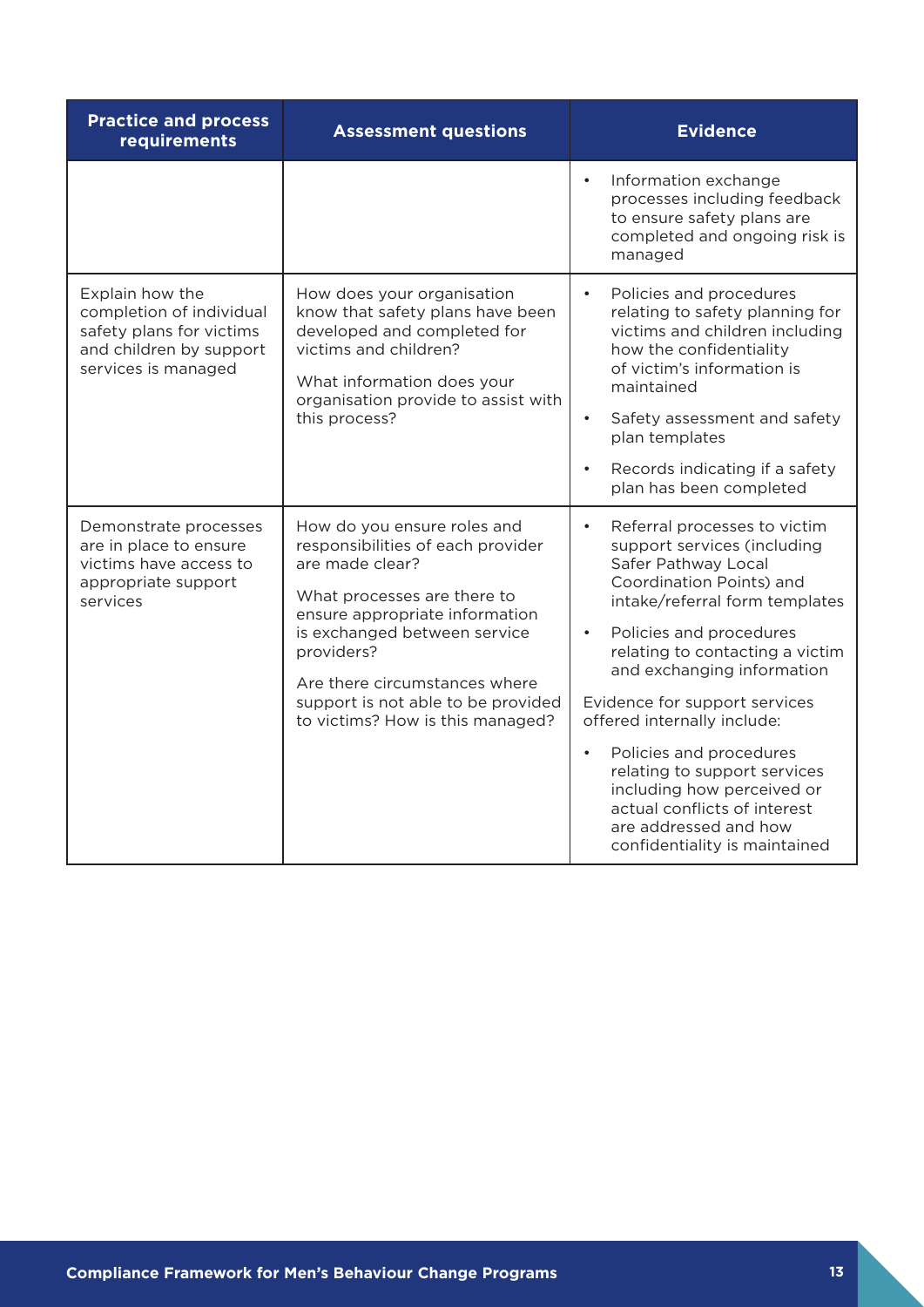| Practice and process requirements | Assessment questions | Evidence |
|---|---|---|
| | | • Information exchange processes including feedback to ensure safety plans are completed and ongoing risk is managed |
| Explain how the completion of individual safety plans for victims and children by support services is managed | How does your organisation know that safety plans have been developed and completed for victims and children?<br><br>What information does your organisation provide to assist with this process? | • Policies and procedures relating to safety planning for victims and children including how the confidentiality of victim's information is maintained<br>• Safety assessment and safety plan templates<br>• Records indicating if a safety plan has been completed |
| Demonstrate processes are in place to ensure victims have access to appropriate support services | How do you ensure roles and responsibilities of each provider are made clear?<br><br>What processes are there to ensure appropriate information is exchanged between service providers?<br><br>Are there circumstances where support is not able to be provided to victims? How is this managed? | • Referral processes to victim support services (including Safer Pathway Local Coordination Points) and intake/referral form templates<br>• Policies and procedures relating to contacting a victim and exchanging information<br><br>Evidence for support services offered internally include:<br><br>• Policies and procedures relating to support services including how perceived or actual conflicts of interest are addressed and how confidentiality is maintained |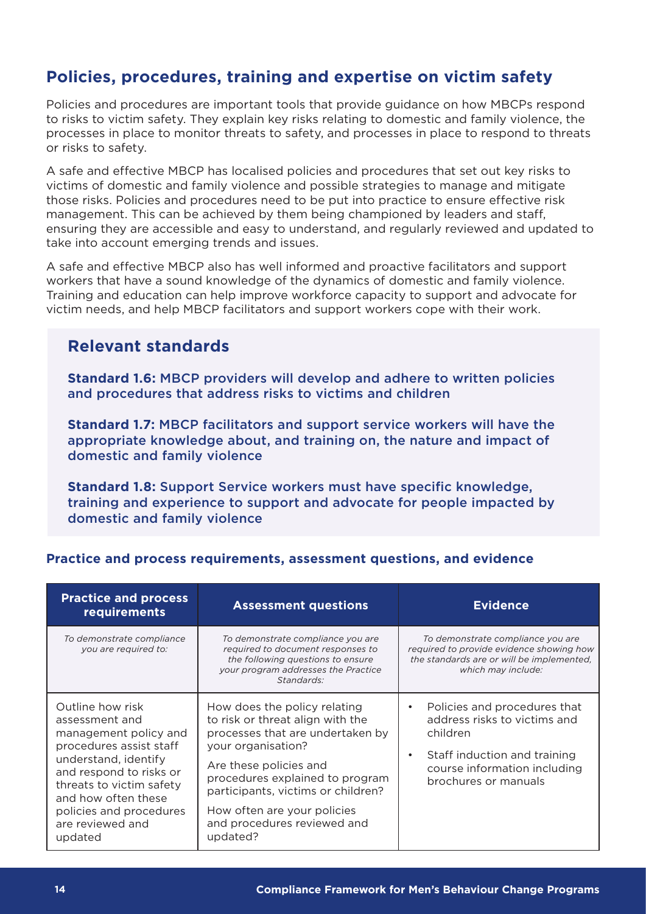## Policies, procedures, training and expertise on victim safety

Policies and procedures are important tools that provide guidance on how MBCPs respond to risks to victim safety. They explain key risks relating to domestic and family violence, the processes in place to monitor threats to safety, and processes in place to respond to threats or risks to safety.

A safe and effective MBCP has localised policies and procedures that set out key risks to victims of domestic and family violence and possible strategies to manage and mitigate those risks. Policies and procedures need to be put into practice to ensure effective risk management. This can be achieved by them being championed by leaders and staff, ensuring they are accessible and easy to understand, and regularly reviewed and updated to take into account emerging trends and issues.

A safe and effective MBCP also has well informed and proactive facilitators and support workers that have a sound knowledge of the dynamics of domestic and family violence. Training and education can help improve workforce capacity to support and advocate for victim needs, and help MBCP facilitators and support workers cope with their work.

### Relevant standards

**Standard 1.6:** MBCP providers will develop and adhere to written policies and procedures that address risks to victims and children

**Standard 1.7:** MBCP facilitators and support service workers will have the appropriate knowledge about, and training on, the nature and impact of domestic and family violence

**Standard 1.8:** Support Service workers must have specific knowledge, training and experience to support and advocate for people impacted by domestic and family violence

#### Practice and process requirements, assessment questions, and evidence

| Practice and process requirements | Assessment questions | Evidence |
|---|---|---|
| *To demonstrate compliance you are required to:* | *To demonstrate compliance you are required to document responses to the following questions to ensure your program addresses the Practice Standards:* | *To demonstrate compliance you are required to provide evidence showing how the standards are or will be implemented, which may include:* |
| Outline how risk assessment and management policy and procedures assist staff understand, identify and respond to risks or threats to victim safety and how often these policies and procedures are reviewed and updated | How does the policy relating to risk or threat align with the processes that are undertaken by your organisation?<br><br>Are these policies and procedures explained to program participants, victims or children?<br><br>How often are your policies and procedures reviewed and updated? | • Policies and procedures that address risks to victims and children<br>• Staff induction and training course information including brochures or manuals |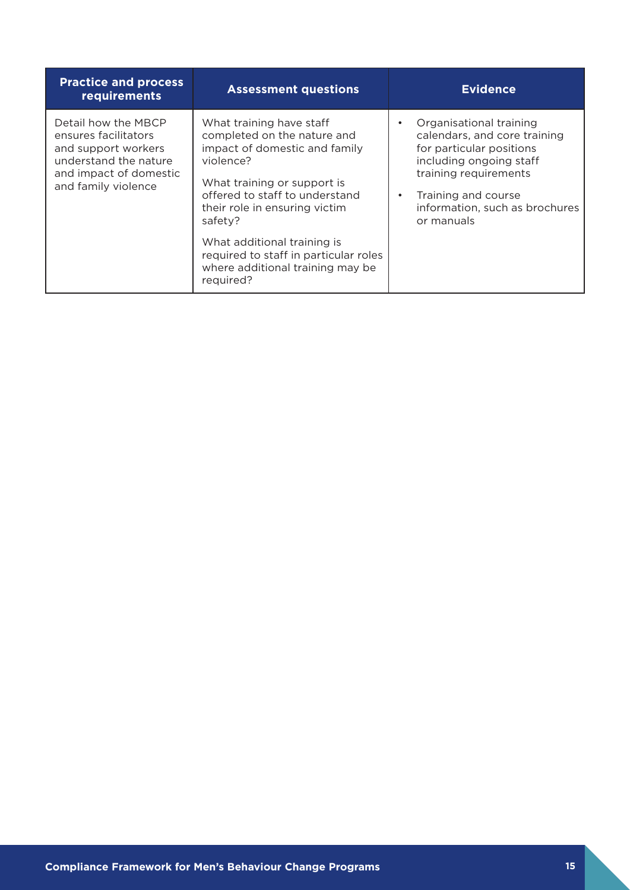| Practice and process requirements | Assessment questions | Evidence |
|---|---|---|
| Detail how the MBCP ensures facilitators and support workers understand the nature and impact of domestic and family violence | What training have staff completed on the nature and impact of domestic and family violence?<br><br>What training or support is offered to staff to understand their role in ensuring victim safety?<br><br>What additional training is required to staff in particular roles where additional training may be required? | • Organisational training calendars, and core training for particular positions including ongoing staff training requirements<br>• Training and course information, such as brochures or manuals |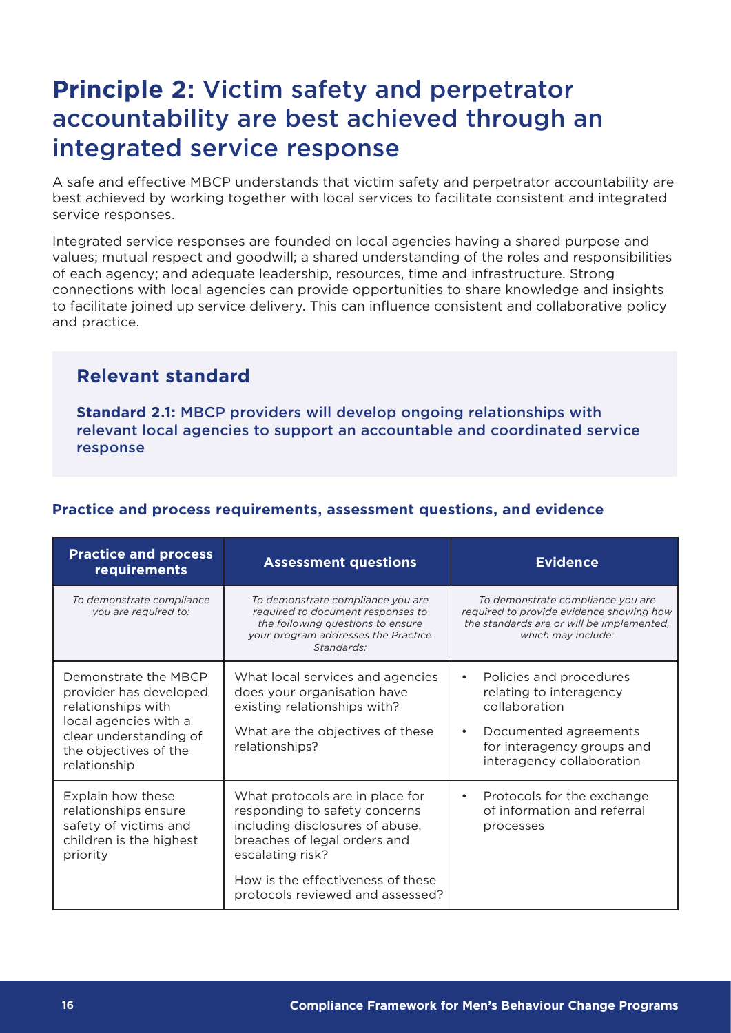# **Principle 2:** Victim safety and perpetrator accountability are best achieved through an integrated service response

A safe and effective MBCP understands that victim safety and perpetrator accountability are best achieved by working together with local services to facilitate consistent and integrated service responses.

Integrated service responses are founded on local agencies having a shared purpose and values; mutual respect and goodwill; a shared understanding of the roles and responsibilities of each agency; and adequate leadership, resources, time and infrastructure. Strong connections with local agencies can provide opportunities to share knowledge and insights to facilitate joined up service delivery. This can influence consistent and collaborative policy and practice.

## Relevant standard

**Standard 2.1:** MBCP providers will develop ongoing relationships with relevant local agencies to support an accountable and coordinated service response

### Practice and process requirements, assessment questions, and evidence

| Practice and process requirements | Assessment questions | Evidence |
|---|---|---|
| *To demonstrate compliance you are required to:* | *To demonstrate compliance you are required to document responses to the following questions to ensure your program addresses the Practice Standards:* | *To demonstrate compliance you are required to provide evidence showing how the standards are or will be implemented, which may include:* |
| Demonstrate the MBCP provider has developed relationships with local agencies with a clear understanding of the objectives of the relationship | What local services and agencies does your organisation have existing relationships with?<br><br>What are the objectives of these relationships? | • Policies and procedures relating to interagency collaboration<br>• Documented agreements for interagency groups and interagency collaboration |
| Explain how these relationships ensure safety of victims and children is the highest priority | What protocols are in place for responding to safety concerns including disclosures of abuse, breaches of legal orders and escalating risk?<br><br>How is the effectiveness of these protocols reviewed and assessed? | • Protocols for the exchange of information and referral processes |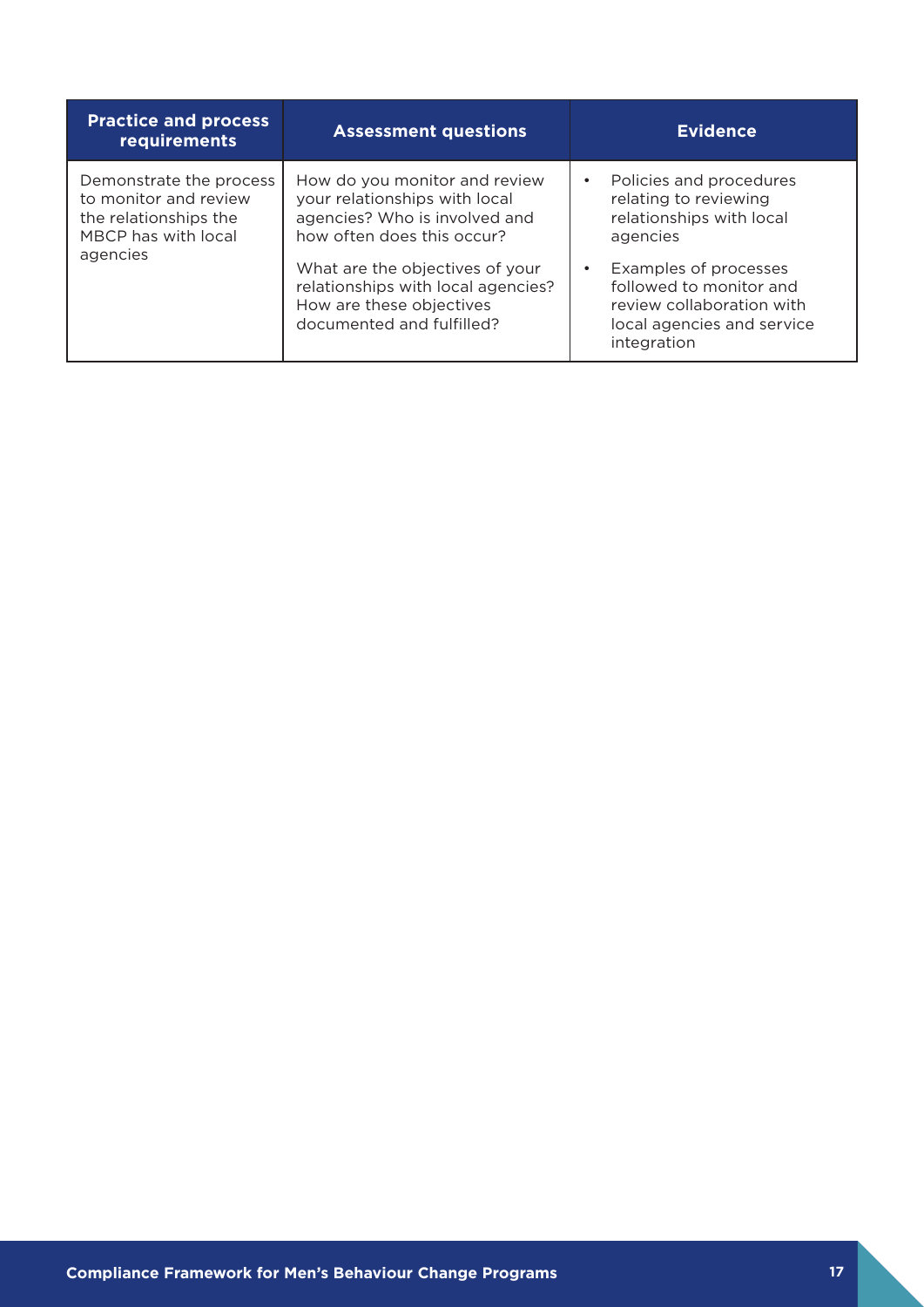| Practice and process requirements | Assessment questions | Evidence |
| --- | --- | --- |
| Demonstrate the process to monitor and review the relationships the MBCP has with local agencies | How do you monitor and review your relationships with local agencies? Who is involved and how often does this occur?<br><br>What are the objectives of your relationships with local agencies? How are these objectives documented and fulfilled? | • Policies and procedures relating to reviewing relationships with local agencies<br>• Examples of processes followed to monitor and review collaboration with local agencies and service integration |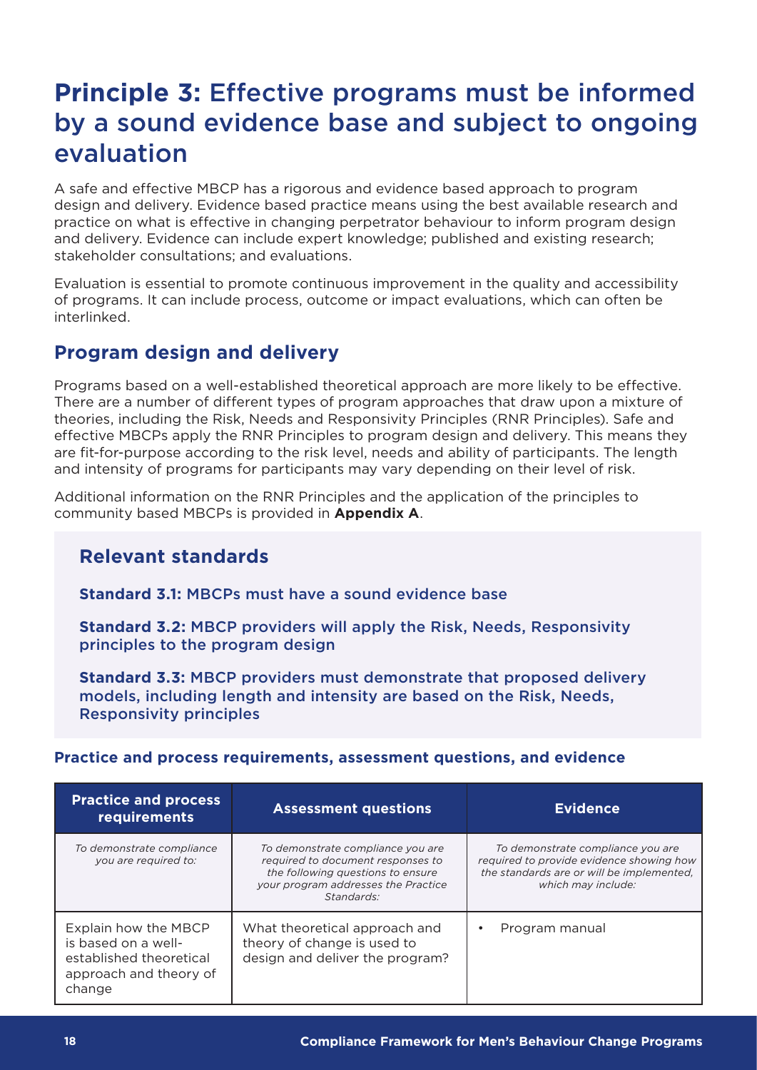# **Principle 3:** Effective programs must be informed by a sound evidence base and subject to ongoing evaluation

A safe and effective MBCP has a rigorous and evidence based approach to program design and delivery. Evidence based practice means using the best available research and practice on what is effective in changing perpetrator behaviour to inform program design and delivery. Evidence can include expert knowledge; published and existing research; stakeholder consultations; and evaluations.

Evaluation is essential to promote continuous improvement in the quality and accessibility of programs. It can include process, outcome or impact evaluations, which can often be interlinked.

## Program design and delivery

Programs based on a well-established theoretical approach are more likely to be effective. There are a number of different types of program approaches that draw upon a mixture of theories, including the Risk, Needs and Responsivity Principles (RNR Principles). Safe and effective MBCPs apply the RNR Principles to program design and delivery. This means they are fit-for-purpose according to the risk level, needs and ability of participants. The length and intensity of programs for participants may vary depending on their level of risk.

Additional information on the RNR Principles and the application of the principles to community based MBCPs is provided in **Appendix A**.

### Relevant standards

**Standard 3.1:** MBCPs must have a sound evidence base

**Standard 3.2:** MBCP providers will apply the Risk, Needs, Responsivity principles to the program design

**Standard 3.3:** MBCP providers must demonstrate that proposed delivery models, including length and intensity are based on the Risk, Needs, Responsivity principles

#### Practice and process requirements, assessment questions, and evidence

| Practice and process requirements | Assessment questions | Evidence |
|---|---|---|
| *To demonstrate compliance you are required to:* | *To demonstrate compliance you are required to document responses to the following questions to ensure your program addresses the Practice Standards:* | *To demonstrate compliance you are required to provide evidence showing how the standards are or will be implemented, which may include:* |
| Explain how the MBCP is based on a well-established theoretical approach and theory of change | What theoretical approach and theory of change is used to design and deliver the program? | • Program manual |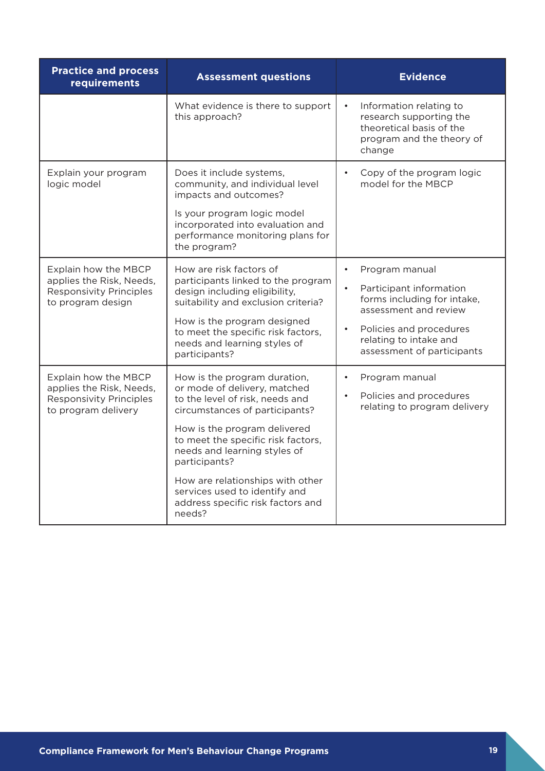| Practice and process requirements | Assessment questions | Evidence |
|---|---|---|
| | What evidence is there to support this approach? | • Information relating to research supporting the theoretical basis of the program and the theory of change |
| Explain your program logic model | Does it include systems, community, and individual level impacts and outcomes?<br><br>Is your program logic model incorporated into evaluation and performance monitoring plans for the program? | • Copy of the program logic model for the MBCP |
| Explain how the MBCP applies the Risk, Needs, Responsivity Principles to program design | How are risk factors of participants linked to the program design including eligibility, suitability and exclusion criteria?<br><br>How is the program designed to meet the specific risk factors, needs and learning styles of participants? | • Program manual<br>• Participant information forms including for intake, assessment and review<br>• Policies and procedures relating to intake and assessment of participants |
| Explain how the MBCP applies the Risk, Needs, Responsivity Principles to program delivery | How is the program duration, or mode of delivery, matched to the level of risk, needs and circumstances of participants?<br><br>How is the program delivered to meet the specific risk factors, needs and learning styles of participants?<br><br>How are relationships with other services used to identify and address specific risk factors and needs? | • Program manual<br>• Policies and procedures relating to program delivery |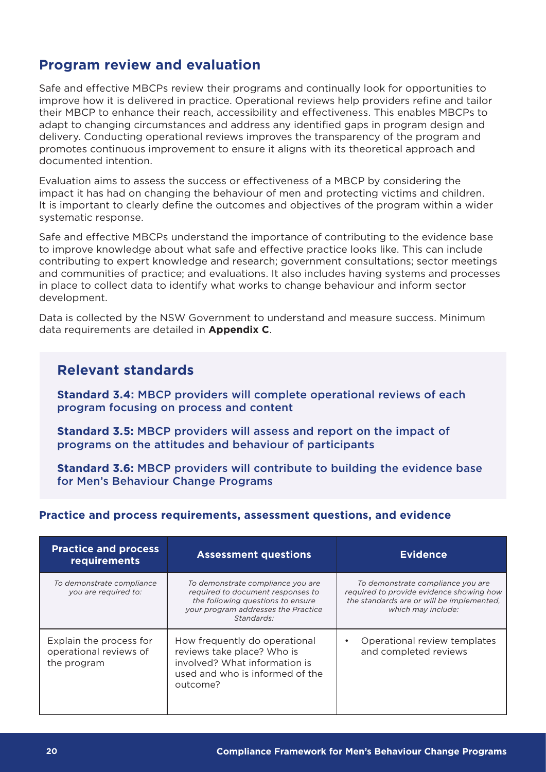## Program review and evaluation

Safe and effective MBCPs review their programs and continually look for opportunities to improve how it is delivered in practice. Operational reviews help providers refine and tailor their MBCP to enhance their reach, accessibility and effectiveness. This enables MBCPs to adapt to changing circumstances and address any identified gaps in program design and delivery. Conducting operational reviews improves the transparency of the program and promotes continuous improvement to ensure it aligns with its theoretical approach and documented intention.

Evaluation aims to assess the success or effectiveness of a MBCP by considering the impact it has had on changing the behaviour of men and protecting victims and children. It is important to clearly define the outcomes and objectives of the program within a wider systematic response.

Safe and effective MBCPs understand the importance of contributing to the evidence base to improve knowledge about what safe and effective practice looks like. This can include contributing to expert knowledge and research; government consultations; sector meetings and communities of practice; and evaluations. It also includes having systems and processes in place to collect data to identify what works to change behaviour and inform sector development.

Data is collected by the NSW Government to understand and measure success. Minimum data requirements are detailed in **Appendix C**.

### Relevant standards

**Standard 3.4:** MBCP providers will complete operational reviews of each program focusing on process and content

**Standard 3.5:** MBCP providers will assess and report on the impact of programs on the attitudes and behaviour of participants

**Standard 3.6:** MBCP providers will contribute to building the evidence base for Men's Behaviour Change Programs

#### Practice and process requirements, assessment questions, and evidence

| Practice and process requirements | Assessment questions | Evidence |
|---|---|---|
| *To demonstrate compliance you are required to:* | *To demonstrate compliance you are required to document responses to the following questions to ensure your program addresses the Practice Standards:* | *To demonstrate compliance you are required to provide evidence showing how the standards are or will be implemented, which may include:* |
| Explain the process for operational reviews of the program | How frequently do operational reviews take place? Who is involved? What information is used and who is informed of the outcome? | • Operational review templates and completed reviews |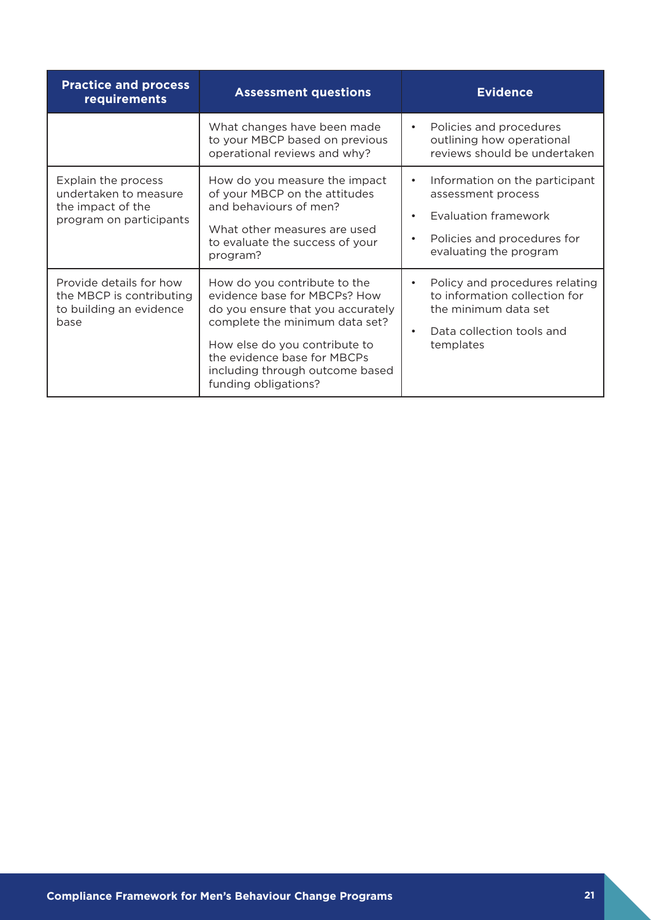| Practice and process requirements | Assessment questions | Evidence |
|---|---|---|
| | What changes have been made to your MBCP based on previous operational reviews and why? | • Policies and procedures outlining how operational reviews should be undertaken |
| Explain the process undertaken to measure the impact of the program on participants | How do you measure the impact of your MBCP on the attitudes and behaviours of men?<br><br>What other measures are used to evaluate the success of your program? | • Information on the participant assessment process<br>• Evaluation framework<br>• Policies and procedures for evaluating the program |
| Provide details for how the MBCP is contributing to building an evidence base | How do you contribute to the evidence base for MBCPs? How do you ensure that you accurately complete the minimum data set?<br><br>How else do you contribute to the evidence base for MBCPs including through outcome based funding obligations? | • Policy and procedures relating to information collection for the minimum data set<br>• Data collection tools and templates |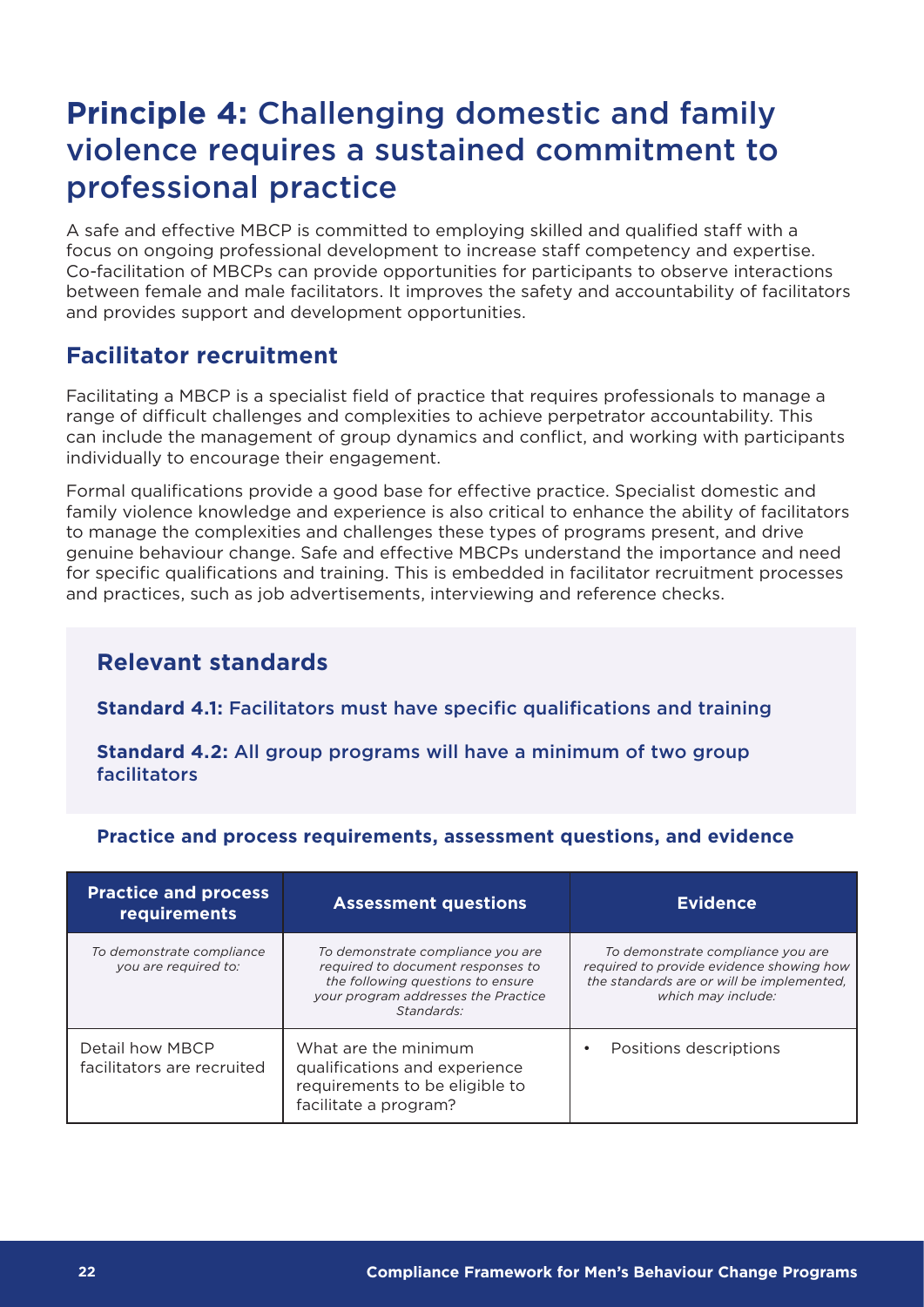# **Principle 4:** Challenging domestic and family violence requires a sustained commitment to professional practice

A safe and effective MBCP is committed to employing skilled and qualified staff with a focus on ongoing professional development to increase staff competency and expertise. Co-facilitation of MBCPs can provide opportunities for participants to observe interactions between female and male facilitators. It improves the safety and accountability of facilitators and provides support and development opportunities.

## Facilitator recruitment

Facilitating a MBCP is a specialist field of practice that requires professionals to manage a range of difficult challenges and complexities to achieve perpetrator accountability. This can include the management of group dynamics and conflict, and working with participants individually to encourage their engagement.

Formal qualifications provide a good base for effective practice. Specialist domestic and family violence knowledge and experience is also critical to enhance the ability of facilitators to manage the complexities and challenges these types of programs present, and drive genuine behaviour change. Safe and effective MBCPs understand the importance and need for specific qualifications and training. This is embedded in facilitator recruitment processes and practices, such as job advertisements, interviewing and reference checks.

### Relevant standards

**Standard 4.1:** Facilitators must have specific qualifications and training

**Standard 4.2:** All group programs will have a minimum of two group facilitators

**Practice and process requirements, assessment questions, and evidence**

| Practice and process requirements | Assessment questions | Evidence |
|---|---|---|
| *To demonstrate compliance you are required to:* | *To demonstrate compliance you are required to document responses to the following questions to ensure your program addresses the Practice Standards:* | *To demonstrate compliance you are required to provide evidence showing how the standards are or will be implemented, which may include:* |
| Detail how MBCP facilitators are recruited | What are the minimum qualifications and experience requirements to be eligible to facilitate a program? | • Positions descriptions |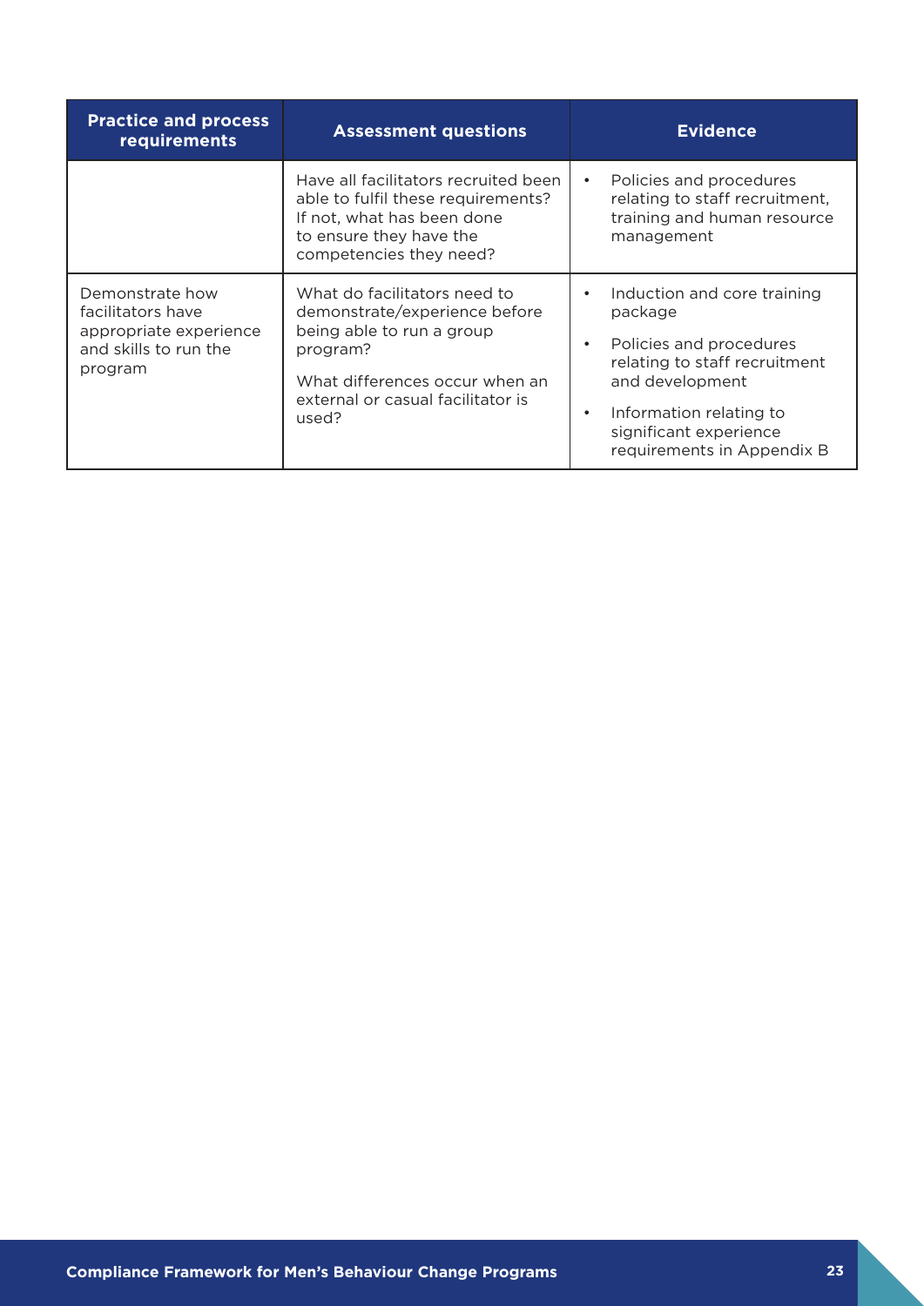| Practice and process requirements | Assessment questions | Evidence |
|---|---|---|
| | Have all facilitators recruited been able to fulfil these requirements? If not, what has been done to ensure they have the competencies they need? | • Policies and procedures relating to staff recruitment, training and human resource management |
| Demonstrate how facilitators have appropriate experience and skills to run the program | What do facilitators need to demonstrate/experience before being able to run a group program?<br><br>What differences occur when an external or casual facilitator is used? | • Induction and core training package<br>• Policies and procedures relating to staff recruitment and development<br>• Information relating to significant experience requirements in Appendix B |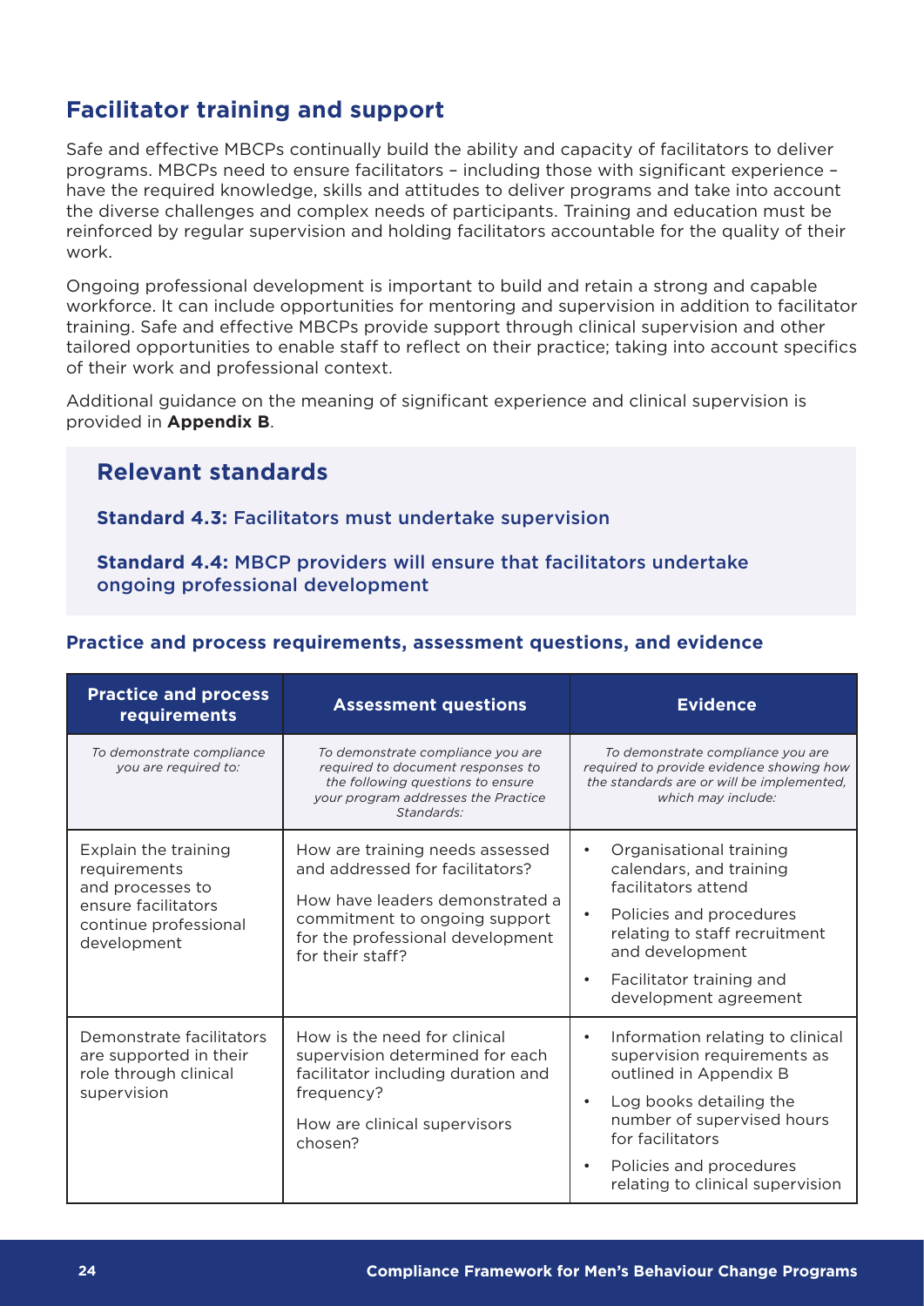## Facilitator training and support

Safe and effective MBCPs continually build the ability and capacity of facilitators to deliver programs. MBCPs need to ensure facilitators – including those with significant experience – have the required knowledge, skills and attitudes to deliver programs and take into account the diverse challenges and complex needs of participants. Training and education must be reinforced by regular supervision and holding facilitators accountable for the quality of their work.

Ongoing professional development is important to build and retain a strong and capable workforce. It can include opportunities for mentoring and supervision in addition to facilitator training. Safe and effective MBCPs provide support through clinical supervision and other tailored opportunities to enable staff to reflect on their practice; taking into account specifics of their work and professional context.

Additional guidance on the meaning of significant experience and clinical supervision is provided in **Appendix B**.

### Relevant standards

**Standard 4.3:** Facilitators must undertake supervision

**Standard 4.4:** MBCP providers will ensure that facilitators undertake ongoing professional development

### Practice and process requirements, assessment questions, and evidence

| Practice and process requirements | Assessment questions | Evidence |
|---|---|---|
| *To demonstrate compliance you are required to:* | *To demonstrate compliance you are required to document responses to the following questions to ensure your program addresses the Practice Standards:* | *To demonstrate compliance you are required to provide evidence showing how the standards are or will be implemented, which may include:* |
| Explain the training requirements and processes to ensure facilitators continue professional development | How are training needs assessed and addressed for facilitators?<br><br>How have leaders demonstrated a commitment to ongoing support for the professional development for their staff? | • Organisational training calendars, and training facilitators attend<br>• Policies and procedures relating to staff recruitment and development<br>• Facilitator training and development agreement |
| Demonstrate facilitators are supported in their role through clinical supervision | How is the need for clinical supervision determined for each facilitator including duration and frequency?<br><br>How are clinical supervisors chosen? | • Information relating to clinical supervision requirements as outlined in Appendix B<br>• Log books detailing the number of supervised hours for facilitators<br>• Policies and procedures relating to clinical supervision |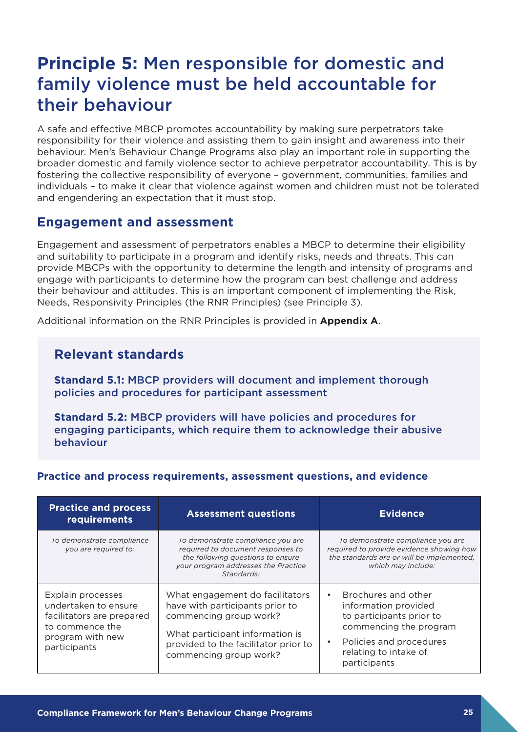# **Principle 5:** Men responsible for domestic and family violence must be held accountable for their behaviour

A safe and effective MBCP promotes accountability by making sure perpetrators take responsibility for their violence and assisting them to gain insight and awareness into their behaviour. Men's Behaviour Change Programs also play an important role in supporting the broader domestic and family violence sector to achieve perpetrator accountability. This is by fostering the collective responsibility of everyone – government, communities, families and individuals – to make it clear that violence against women and children must not be tolerated and engendering an expectation that it must stop.

## Engagement and assessment

Engagement and assessment of perpetrators enables a MBCP to determine their eligibility and suitability to participate in a program and identify risks, needs and threats. This can provide MBCPs with the opportunity to determine the length and intensity of programs and engage with participants to determine how the program can best challenge and address their behaviour and attitudes. This is an important component of implementing the Risk, Needs, Responsivity Principles (the RNR Principles) (see Principle 3).

Additional information on the RNR Principles is provided in **Appendix A**.

### Relevant standards

**Standard 5.1:** MBCP providers will document and implement thorough policies and procedures for participant assessment

**Standard 5.2:** MBCP providers will have policies and procedures for engaging participants, which require them to acknowledge their abusive behaviour

#### Practice and process requirements, assessment questions, and evidence

| Practice and process requirements | Assessment questions | Evidence |
|---|---|---|
| *To demonstrate compliance you are required to:* | *To demonstrate compliance you are required to document responses to the following questions to ensure your program addresses the Practice Standards:* | *To demonstrate compliance you are required to provide evidence showing how the standards are or will be implemented, which may include:* |
| Explain processes undertaken to ensure facilitators are prepared to commence the program with new participants | What engagement do facilitators have with participants prior to commencing group work?<br><br>What participant information is provided to the facilitator prior to commencing group work? | • Brochures and other information provided to participants prior to commencing the program<br>• Policies and procedures relating to intake of participants |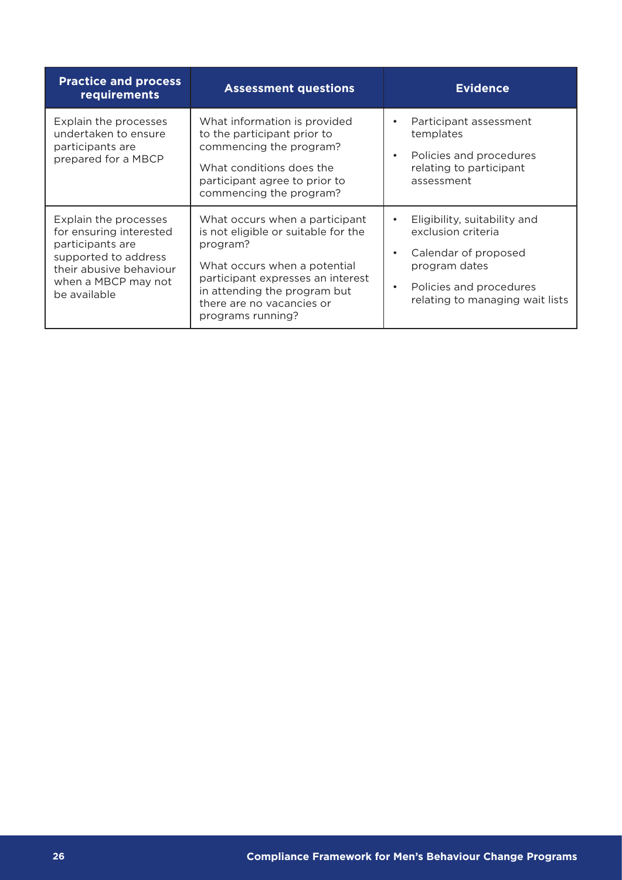| Practice and process requirements | Assessment questions | Evidence |
| --- | --- | --- |
| Explain the processes undertaken to ensure participants are prepared for a MBCP | What information is provided to the participant prior to commencing the program?<br>What conditions does the participant agree to prior to commencing the program? | • Participant assessment templates<br>• Policies and procedures relating to participant assessment |
| Explain the processes for ensuring interested participants are supported to address their abusive behaviour when a MBCP may not be available | What occurs when a participant is not eligible or suitable for the program?<br>What occurs when a potential participant expresses an interest in attending the program but there are no vacancies or programs running? | • Eligibility, suitability and exclusion criteria<br>• Calendar of proposed program dates<br>• Policies and procedures relating to managing wait lists |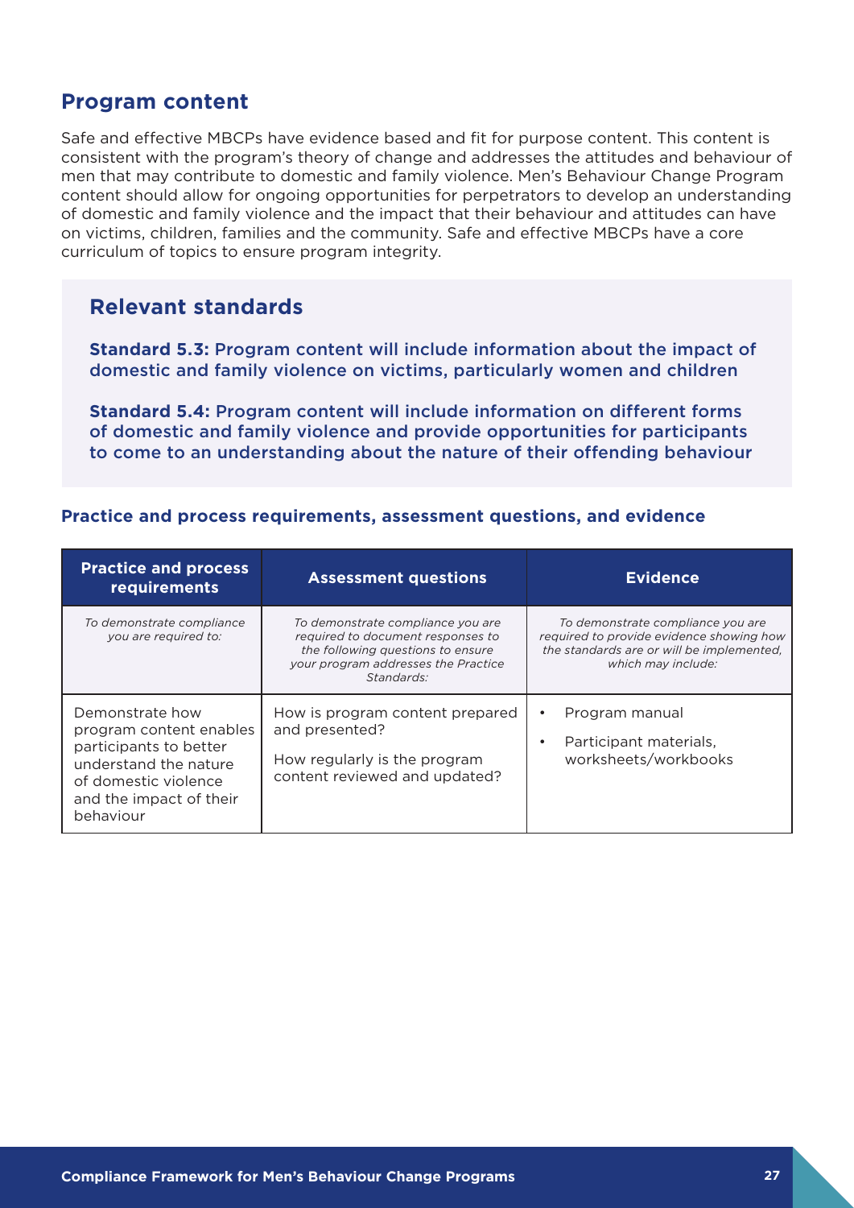## Program content

Safe and effective MBCPs have evidence based and fit for purpose content. This content is consistent with the program's theory of change and addresses the attitudes and behaviour of men that may contribute to domestic and family violence. Men's Behaviour Change Program content should allow for ongoing opportunities for perpetrators to develop an understanding of domestic and family violence and the impact that their behaviour and attitudes can have on victims, children, families and the community. Safe and effective MBCPs have a core curriculum of topics to ensure program integrity.

### Relevant standards

**Standard 5.3:** Program content will include information about the impact of domestic and family violence on victims, particularly women and children

**Standard 5.4:** Program content will include information on different forms of domestic and family violence and provide opportunities for participants to come to an understanding about the nature of their offending behaviour

#### Practice and process requirements, assessment questions, and evidence

| Practice and process requirements | Assessment questions | Evidence |
|---|---|---|
| *To demonstrate compliance you are required to:* | *To demonstrate compliance you are required to document responses to the following questions to ensure your program addresses the Practice Standards:* | *To demonstrate compliance you are required to provide evidence showing how the standards are or will be implemented, which may include:* |
| Demonstrate how program content enables participants to better understand the nature of domestic violence and the impact of their behaviour | How is program content prepared and presented?<br><br>How regularly is the program content reviewed and updated? | • Program manual<br>• Participant materials, worksheets/workbooks |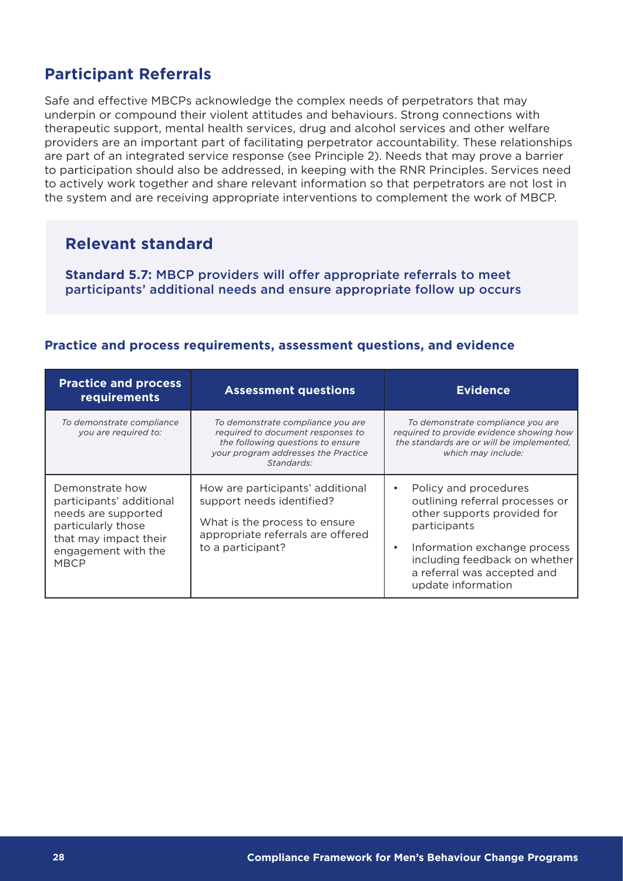## Participant Referrals

Safe and effective MBCPs acknowledge the complex needs of perpetrators that may underpin or compound their violent attitudes and behaviours. Strong connections with therapeutic support, mental health services, drug and alcohol services and other welfare providers are an important part of facilitating perpetrator accountability. These relationships are part of an integrated service response (see Principle 2). Needs that may prove a barrier to participation should also be addressed, in keeping with the RNR Principles. Services need to actively work together and share relevant information so that perpetrators are not lost in the system and are receiving appropriate interventions to complement the work of MBCP.

### Relevant standard

**Standard 5.7:** MBCP providers will offer appropriate referrals to meet participants' additional needs and ensure appropriate follow up occurs

#### Practice and process requirements, assessment questions, and evidence

| Practice and process requirements | Assessment questions | Evidence |
|---|---|---|
| *To demonstrate compliance you are required to:* | *To demonstrate compliance you are required to document responses to the following questions to ensure your program addresses the Practice Standards:* | *To demonstrate compliance you are required to provide evidence showing how the standards are or will be implemented, which may include:* |
| Demonstrate how participants' additional needs are supported particularly those that may impact their engagement with the MBCP | How are participants' additional support needs identified?<br><br>What is the process to ensure appropriate referrals are offered to a participant? | • Policy and procedures outlining referral processes or other supports provided for participants<br>• Information exchange process including feedback on whether a referral was accepted and update information |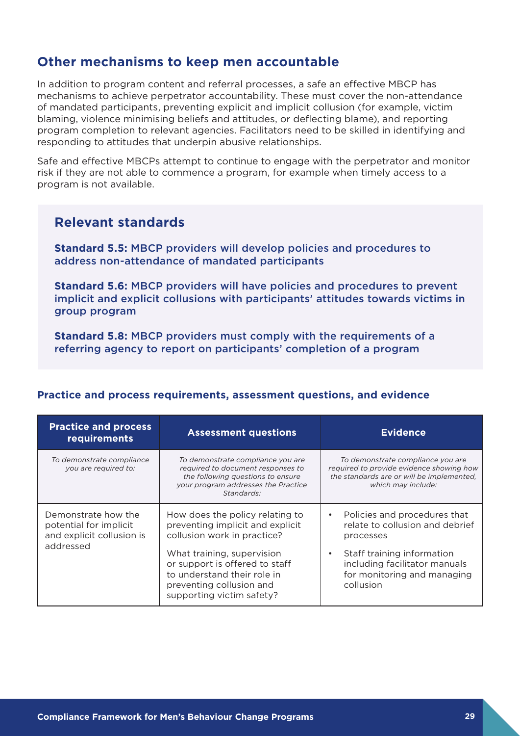## Other mechanisms to keep men accountable

In addition to program content and referral processes, a safe an effective MBCP has mechanisms to achieve perpetrator accountability. These must cover the non-attendance of mandated participants, preventing explicit and implicit collusion (for example, victim blaming, violence minimising beliefs and attitudes, or deflecting blame), and reporting program completion to relevant agencies. Facilitators need to be skilled in identifying and responding to attitudes that underpin abusive relationships.

Safe and effective MBCPs attempt to continue to engage with the perpetrator and monitor risk if they are not able to commence a program, for example when timely access to a program is not available.

### Relevant standards

**Standard 5.5:** MBCP providers will develop policies and procedures to address non-attendance of mandated participants

**Standard 5.6:** MBCP providers will have policies and procedures to prevent implicit and explicit collusions with participants' attitudes towards victims in group program

**Standard 5.8:** MBCP providers must comply with the requirements of a referring agency to report on participants' completion of a program

### Practice and process requirements, assessment questions, and evidence

| Practice and process requirements | Assessment questions | Evidence |
| --- | --- | --- |
| *To demonstrate compliance you are required to:* | *To demonstrate compliance you are required to document responses to the following questions to ensure your program addresses the Practice Standards:* | *To demonstrate compliance you are required to provide evidence showing how the standards are or will be implemented, which may include:* |
| Demonstrate how the potential for implicit and explicit collusion is addressed | How does the policy relating to preventing implicit and explicit collusion work in practice?<br><br>What training, supervision or support is offered to staff to understand their role in preventing collusion and supporting victim safety? | • Policies and procedures that relate to collusion and debrief processes<br>• Staff training information including facilitator manuals for monitoring and managing collusion |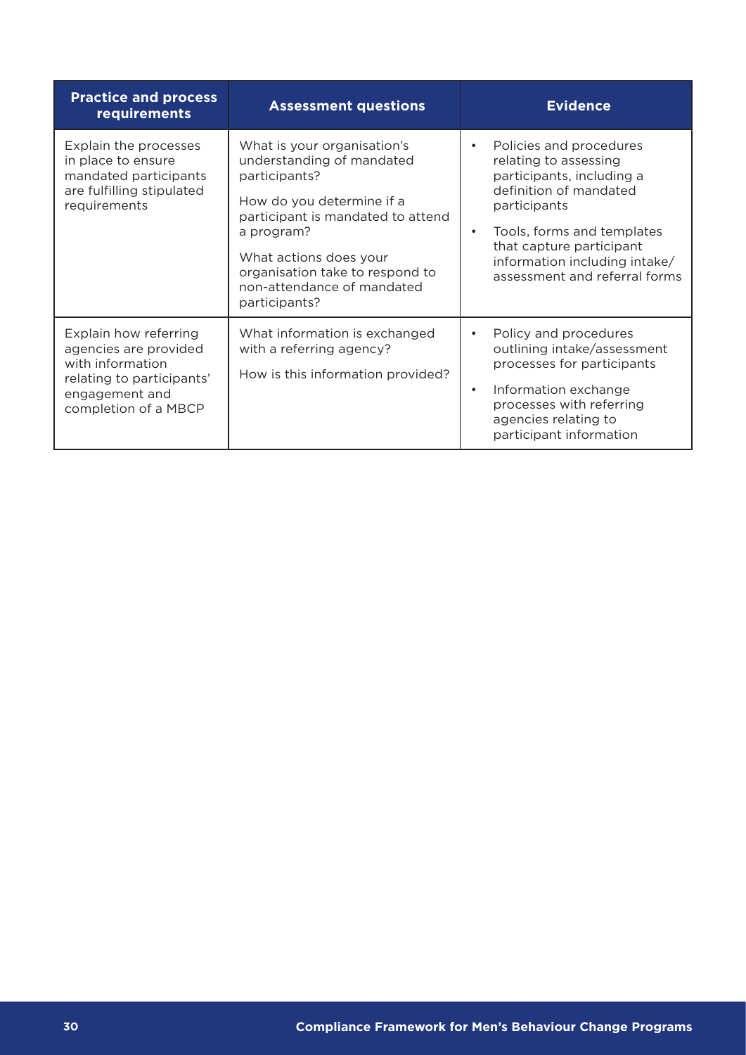| Practice and process requirements | Assessment questions | Evidence |
|---|---|---|
| Explain the processes in place to ensure mandated participants are fulfilling stipulated requirements | What is your organisation's understanding of mandated participants?<br><br>How do you determine if a participant is mandated to attend a program?<br><br>What actions does your organisation take to respond to non-attendance of mandated participants? | • Policies and procedures relating to assessing participants, including a definition of mandated participants<br>• Tools, forms and templates that capture participant information including intake/ assessment and referral forms |
| Explain how referring agencies are provided with information relating to participants' engagement and completion of a MBCP | What information is exchanged with a referring agency?<br><br>How is this information provided? | • Policy and procedures outlining intake/assessment processes for participants<br>• Information exchange processes with referring agencies relating to participant information |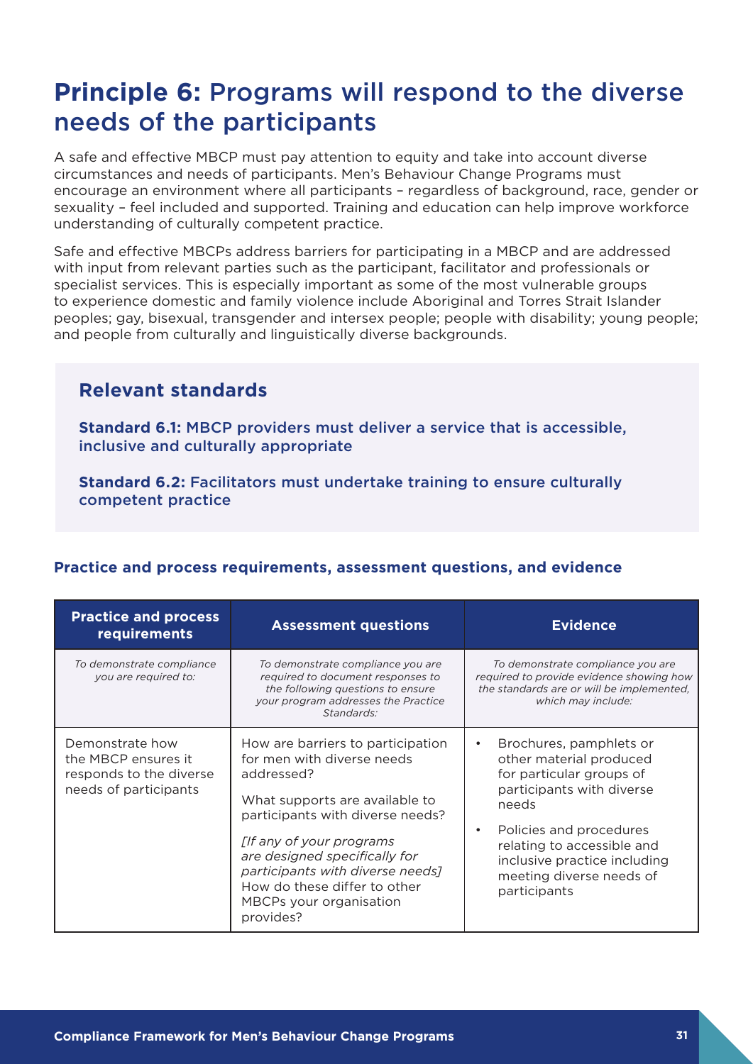# **Principle 6:** Programs will respond to the diverse needs of the participants

A safe and effective MBCP must pay attention to equity and take into account diverse circumstances and needs of participants. Men's Behaviour Change Programs must encourage an environment where all participants – regardless of background, race, gender or sexuality – feel included and supported. Training and education can help improve workforce understanding of culturally competent practice.

Safe and effective MBCPs address barriers for participating in a MBCP and are addressed with input from relevant parties such as the participant, facilitator and professionals or specialist services. This is especially important as some of the most vulnerable groups to experience domestic and family violence include Aboriginal and Torres Strait Islander peoples; gay, bisexual, transgender and intersex people; people with disability; young people; and people from culturally and linguistically diverse backgrounds.

## Relevant standards

**Standard 6.1:** MBCP providers must deliver a service that is accessible, inclusive and culturally appropriate

**Standard 6.2:** Facilitators must undertake training to ensure culturally competent practice

### Practice and process requirements, assessment questions, and evidence

| Practice and process requirements | Assessment questions | Evidence |
|---|---|---|
| *To demonstrate compliance you are required to:* | *To demonstrate compliance you are required to document responses to the following questions to ensure your program addresses the Practice Standards:* | *To demonstrate compliance you are required to provide evidence showing how the standards are or will be implemented, which may include:* |
| Demonstrate how the MBCP ensures it responds to the diverse needs of participants | How are barriers to participation for men with diverse needs addressed?<br><br>What supports are available to participants with diverse needs?<br><br>*[If any of your programs are designed specifically for participants with diverse needs]* How do these differ to other MBCPs your organisation provides? | • Brochures, pamphlets or other material produced for particular groups of participants with diverse needs<br>• Policies and procedures relating to accessible and inclusive practice including meeting diverse needs of participants |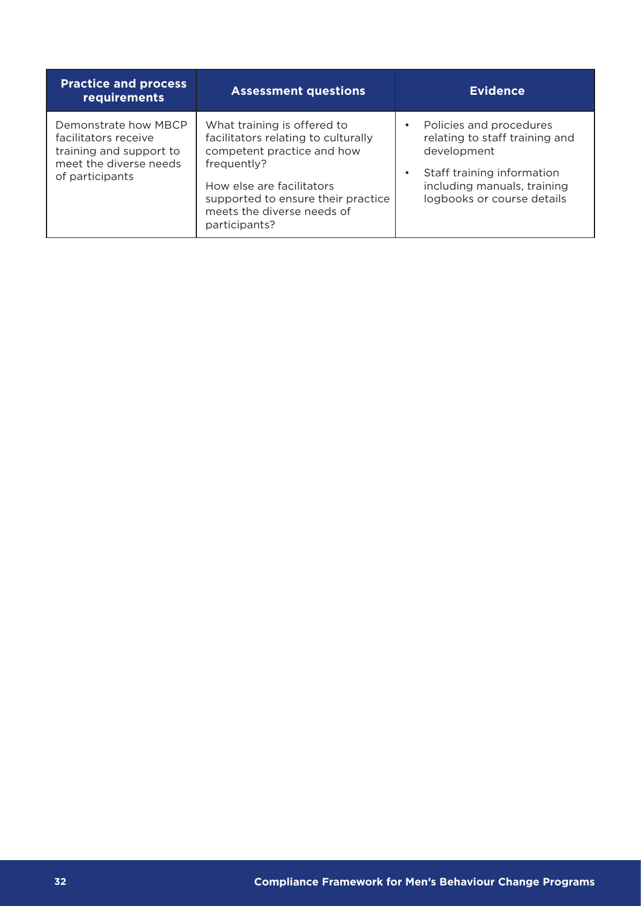| Practice and process requirements | Assessment questions | Evidence |
|---|---|---|
| Demonstrate how MBCP facilitators receive training and support to meet the diverse needs of participants | What training is offered to facilitators relating to culturally competent practice and how frequently?<br><br>How else are facilitators supported to ensure their practice meets the diverse needs of participants? | • Policies and procedures relating to staff training and development<br>• Staff training information including manuals, training logbooks or course details |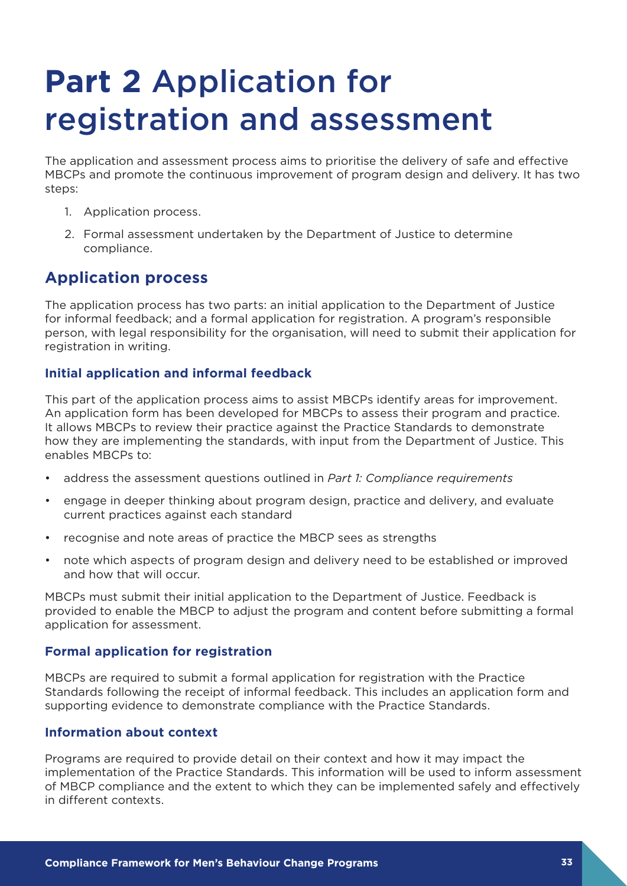# **Part 2** Application for registration and assessment

The application and assessment process aims to prioritise the delivery of safe and effective MBCPs and promote the continuous improvement of program design and delivery. It has two steps:

1. Application process.
2. Formal assessment undertaken by the Department of Justice to determine compliance.

## Application process

The application process has two parts: an initial application to the Department of Justice for informal feedback; and a formal application for registration. A program's responsible person, with legal responsibility for the organisation, will need to submit their application for registration in writing.

### Initial application and informal feedback

This part of the application process aims to assist MBCPs identify areas for improvement. An application form has been developed for MBCPs to assess their program and practice. It allows MBCPs to review their practice against the Practice Standards to demonstrate how they are implementing the standards, with input from the Department of Justice. This enables MBCPs to:

- address the assessment questions outlined in *Part 1: Compliance requirements*
- engage in deeper thinking about program design, practice and delivery, and evaluate current practices against each standard
- recognise and note areas of practice the MBCP sees as strengths
- note which aspects of program design and delivery need to be established or improved and how that will occur.

MBCPs must submit their initial application to the Department of Justice. Feedback is provided to enable the MBCP to adjust the program and content before submitting a formal application for assessment.

### Formal application for registration

MBCPs are required to submit a formal application for registration with the Practice Standards following the receipt of informal feedback. This includes an application form and supporting evidence to demonstrate compliance with the Practice Standards.

### Information about context

Programs are required to provide detail on their context and how it may impact the implementation of the Practice Standards. This information will be used to inform assessment of MBCP compliance and the extent to which they can be implemented safely and effectively in different contexts.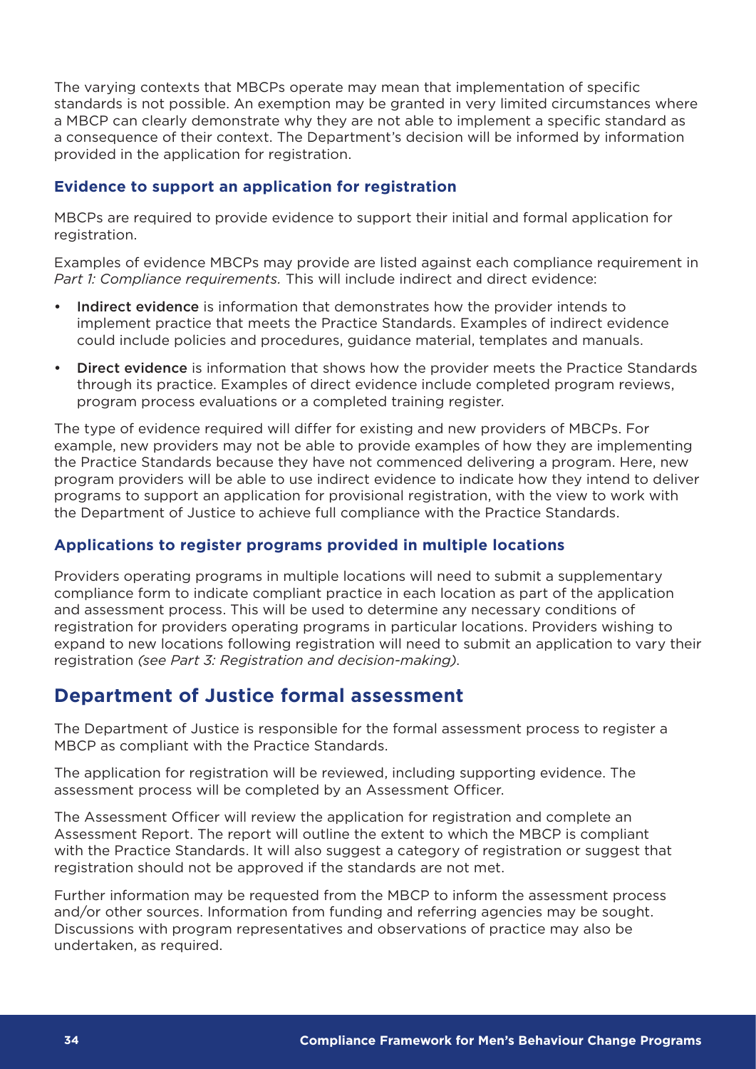The varying contexts that MBCPs operate may mean that implementation of specific standards is not possible. An exemption may be granted in very limited circumstances where a MBCP can clearly demonstrate why they are not able to implement a specific standard as a consequence of their context. The Department's decision will be informed by information provided in the application for registration.

### Evidence to support an application for registration

MBCPs are required to provide evidence to support their initial and formal application for registration.

Examples of evidence MBCPs may provide are listed against each compliance requirement in *Part 1: Compliance requirements.* This will include indirect and direct evidence:

- **Indirect evidence** is information that demonstrates how the provider intends to implement practice that meets the Practice Standards. Examples of indirect evidence could include policies and procedures, guidance material, templates and manuals.
- **Direct evidence** is information that shows how the provider meets the Practice Standards through its practice. Examples of direct evidence include completed program reviews, program process evaluations or a completed training register.

The type of evidence required will differ for existing and new providers of MBCPs. For example, new providers may not be able to provide examples of how they are implementing the Practice Standards because they have not commenced delivering a program. Here, new program providers will be able to use indirect evidence to indicate how they intend to deliver programs to support an application for provisional registration, with the view to work with the Department of Justice to achieve full compliance with the Practice Standards.

### Applications to register programs provided in multiple locations

Providers operating programs in multiple locations will need to submit a supplementary compliance form to indicate compliant practice in each location as part of the application and assessment process. This will be used to determine any necessary conditions of registration for providers operating programs in particular locations. Providers wishing to expand to new locations following registration will need to submit an application to vary their registration *(see Part 3: Registration and decision-making)*.

## Department of Justice formal assessment

The Department of Justice is responsible for the formal assessment process to register a MBCP as compliant with the Practice Standards.

The application for registration will be reviewed, including supporting evidence. The assessment process will be completed by an Assessment Officer.

The Assessment Officer will review the application for registration and complete an Assessment Report. The report will outline the extent to which the MBCP is compliant with the Practice Standards. It will also suggest a category of registration or suggest that registration should not be approved if the standards are not met.

Further information may be requested from the MBCP to inform the assessment process and/or other sources. Information from funding and referring agencies may be sought. Discussions with program representatives and observations of practice may also be undertaken, as required.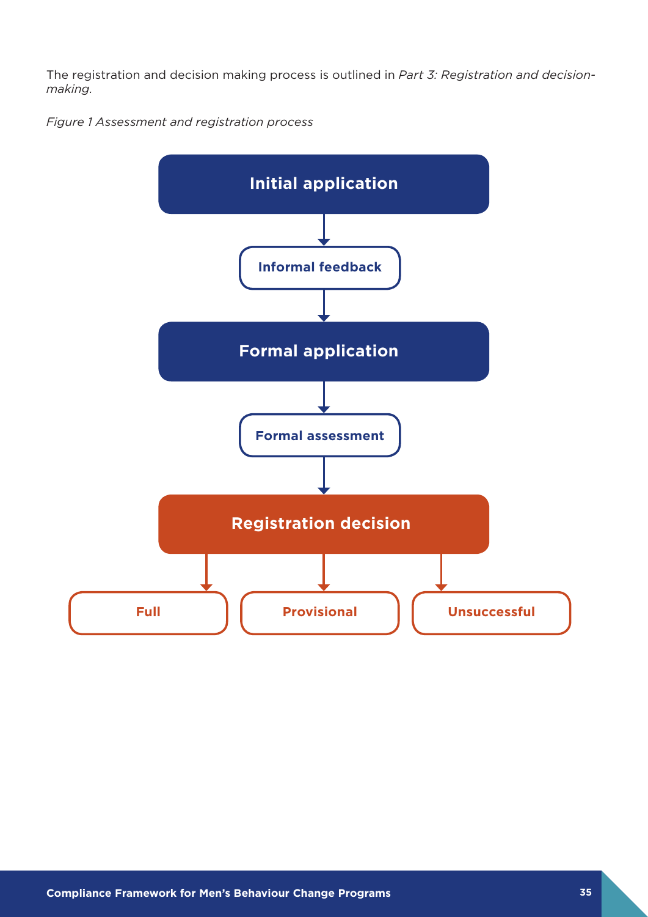The registration and decision making process is outlined in *Part 3: Registration and decision-making.*

*Figure 1 Assessment and registration process*

Initial application

Informal feedback

Formal application

Formal assessment

Registration decision

Full

Provisional

Unsuccessful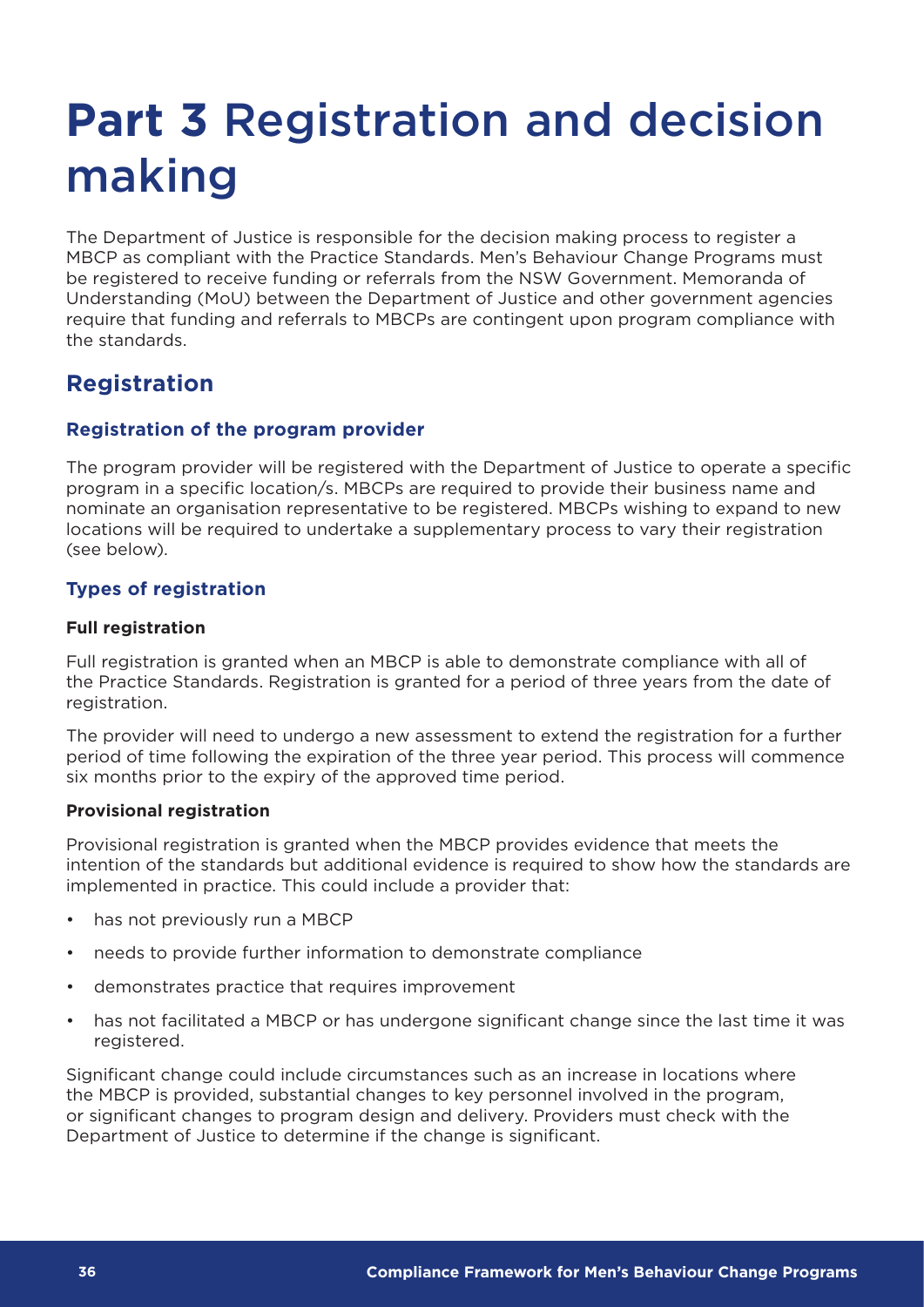# **Part 3** Registration and decision making

The Department of Justice is responsible for the decision making process to register a MBCP as compliant with the Practice Standards. Men's Behaviour Change Programs must be registered to receive funding or referrals from the NSW Government. Memoranda of Understanding (MoU) between the Department of Justice and other government agencies require that funding and referrals to MBCPs are contingent upon program compliance with the standards.

## Registration

### Registration of the program provider

The program provider will be registered with the Department of Justice to operate a specific program in a specific location/s. MBCPs are required to provide their business name and nominate an organisation representative to be registered. MBCPs wishing to expand to new locations will be required to undertake a supplementary process to vary their registration (see below).

### Types of registration

**Full registration**

Full registration is granted when an MBCP is able to demonstrate compliance with all of the Practice Standards. Registration is granted for a period of three years from the date of registration.

The provider will need to undergo a new assessment to extend the registration for a further period of time following the expiration of the three year period. This process will commence six months prior to the expiry of the approved time period.

**Provisional registration**

Provisional registration is granted when the MBCP provides evidence that meets the intention of the standards but additional evidence is required to show how the standards are implemented in practice. This could include a provider that:

- has not previously run a MBCP
- needs to provide further information to demonstrate compliance
- demonstrates practice that requires improvement
- has not facilitated a MBCP or has undergone significant change since the last time it was registered.

Significant change could include circumstances such as an increase in locations where the MBCP is provided, substantial changes to key personnel involved in the program, or significant changes to program design and delivery. Providers must check with the Department of Justice to determine if the change is significant.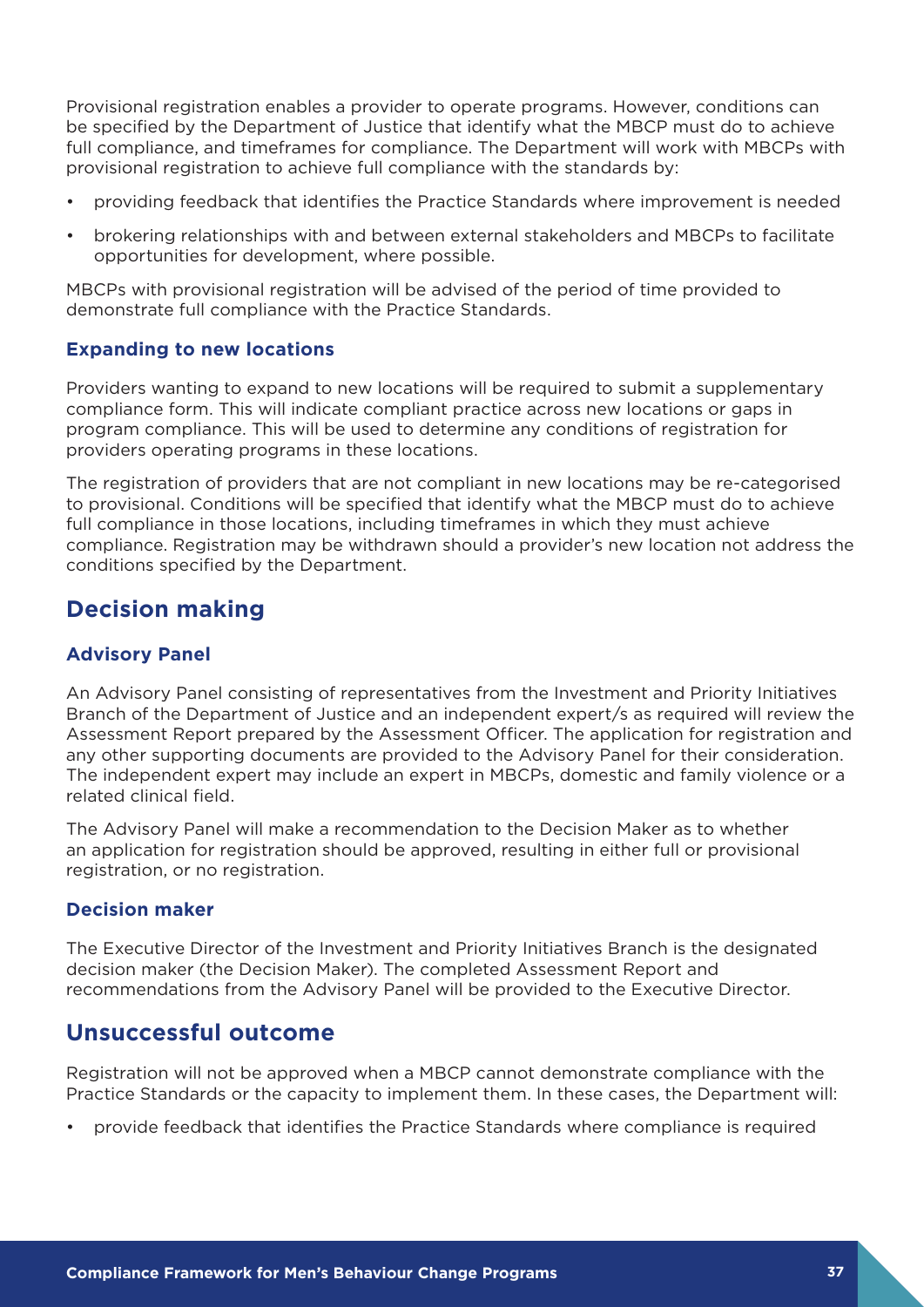Provisional registration enables a provider to operate programs. However, conditions can be specified by the Department of Justice that identify what the MBCP must do to achieve full compliance, and timeframes for compliance. The Department will work with MBCPs with provisional registration to achieve full compliance with the standards by:

- providing feedback that identifies the Practice Standards where improvement is needed
- brokering relationships with and between external stakeholders and MBCPs to facilitate opportunities for development, where possible.

MBCPs with provisional registration will be advised of the period of time provided to demonstrate full compliance with the Practice Standards.

### Expanding to new locations

Providers wanting to expand to new locations will be required to submit a supplementary compliance form. This will indicate compliant practice across new locations or gaps in program compliance. This will be used to determine any conditions of registration for providers operating programs in these locations.

The registration of providers that are not compliant in new locations may be re-categorised to provisional. Conditions will be specified that identify what the MBCP must do to achieve full compliance in those locations, including timeframes in which they must achieve compliance. Registration may be withdrawn should a provider's new location not address the conditions specified by the Department.

## Decision making

### Advisory Panel

An Advisory Panel consisting of representatives from the Investment and Priority Initiatives Branch of the Department of Justice and an independent expert/s as required will review the Assessment Report prepared by the Assessment Officer. The application for registration and any other supporting documents are provided to the Advisory Panel for their consideration. The independent expert may include an expert in MBCPs, domestic and family violence or a related clinical field.

The Advisory Panel will make a recommendation to the Decision Maker as to whether an application for registration should be approved, resulting in either full or provisional registration, or no registration.

### Decision maker

The Executive Director of the Investment and Priority Initiatives Branch is the designated decision maker (the Decision Maker). The completed Assessment Report and recommendations from the Advisory Panel will be provided to the Executive Director.

## Unsuccessful outcome

Registration will not be approved when a MBCP cannot demonstrate compliance with the Practice Standards or the capacity to implement them. In these cases, the Department will:

- provide feedback that identifies the Practice Standards where compliance is required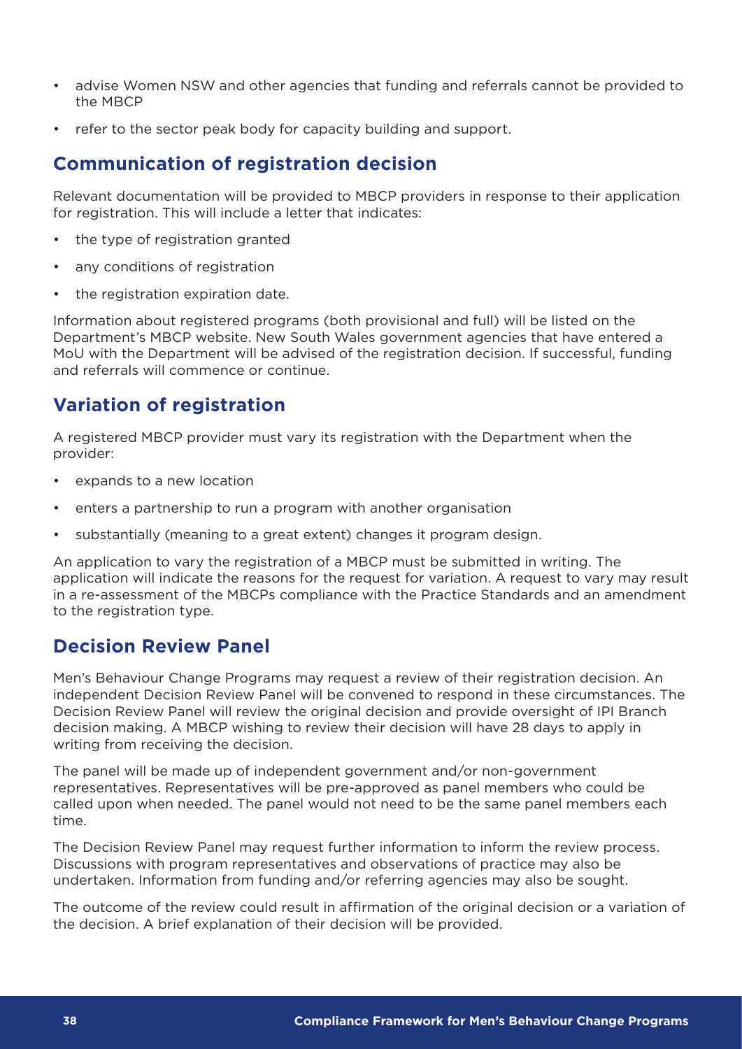- advise Women NSW and other agencies that funding and referrals cannot be provided to the MBCP
- refer to the sector peak body for capacity building and support.

## Communication of registration decision

Relevant documentation will be provided to MBCP providers in response to their application for registration. This will include a letter that indicates:

- the type of registration granted
- any conditions of registration
- the registration expiration date.

Information about registered programs (both provisional and full) will be listed on the Department's MBCP website. New South Wales government agencies that have entered a MoU with the Department will be advised of the registration decision. If successful, funding and referrals will commence or continue.

## Variation of registration

A registered MBCP provider must vary its registration with the Department when the provider:

- expands to a new location
- enters a partnership to run a program with another organisation
- substantially (meaning to a great extent) changes it program design.

An application to vary the registration of a MBCP must be submitted in writing. The application will indicate the reasons for the request for variation. A request to vary may result in a re-assessment of the MBCPs compliance with the Practice Standards and an amendment to the registration type.

## Decision Review Panel

Men's Behaviour Change Programs may request a review of their registration decision. An independent Decision Review Panel will be convened to respond in these circumstances. The Decision Review Panel will review the original decision and provide oversight of IPI Branch decision making. A MBCP wishing to review their decision will have 28 days to apply in writing from receiving the decision.

The panel will be made up of independent government and/or non-government representatives. Representatives will be pre-approved as panel members who could be called upon when needed. The panel would not need to be the same panel members each time.

The Decision Review Panel may request further information to inform the review process. Discussions with program representatives and observations of practice may also be undertaken. Information from funding and/or referring agencies may also be sought.

The outcome of the review could result in affirmation of the original decision or a variation of the decision. A brief explanation of their decision will be provided.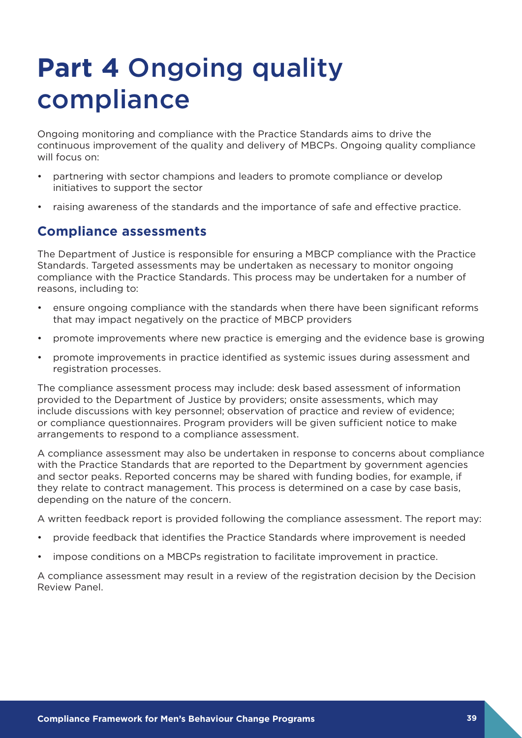# **Part 4** Ongoing quality compliance

Ongoing monitoring and compliance with the Practice Standards aims to drive the continuous improvement of the quality and delivery of MBCPs. Ongoing quality compliance will focus on:

- partnering with sector champions and leaders to promote compliance or develop initiatives to support the sector
- raising awareness of the standards and the importance of safe and effective practice.

## Compliance assessments

The Department of Justice is responsible for ensuring a MBCP compliance with the Practice Standards. Targeted assessments may be undertaken as necessary to monitor ongoing compliance with the Practice Standards. This process may be undertaken for a number of reasons, including to:

- ensure ongoing compliance with the standards when there have been significant reforms that may impact negatively on the practice of MBCP providers
- promote improvements where new practice is emerging and the evidence base is growing
- promote improvements in practice identified as systemic issues during assessment and registration processes.

The compliance assessment process may include: desk based assessment of information provided to the Department of Justice by providers; onsite assessments, which may include discussions with key personnel; observation of practice and review of evidence; or compliance questionnaires. Program providers will be given sufficient notice to make arrangements to respond to a compliance assessment.

A compliance assessment may also be undertaken in response to concerns about compliance with the Practice Standards that are reported to the Department by government agencies and sector peaks. Reported concerns may be shared with funding bodies, for example, if they relate to contract management. This process is determined on a case by case basis, depending on the nature of the concern.

A written feedback report is provided following the compliance assessment. The report may:

- provide feedback that identifies the Practice Standards where improvement is needed
- impose conditions on a MBCPs registration to facilitate improvement in practice.

A compliance assessment may result in a review of the registration decision by the Decision Review Panel.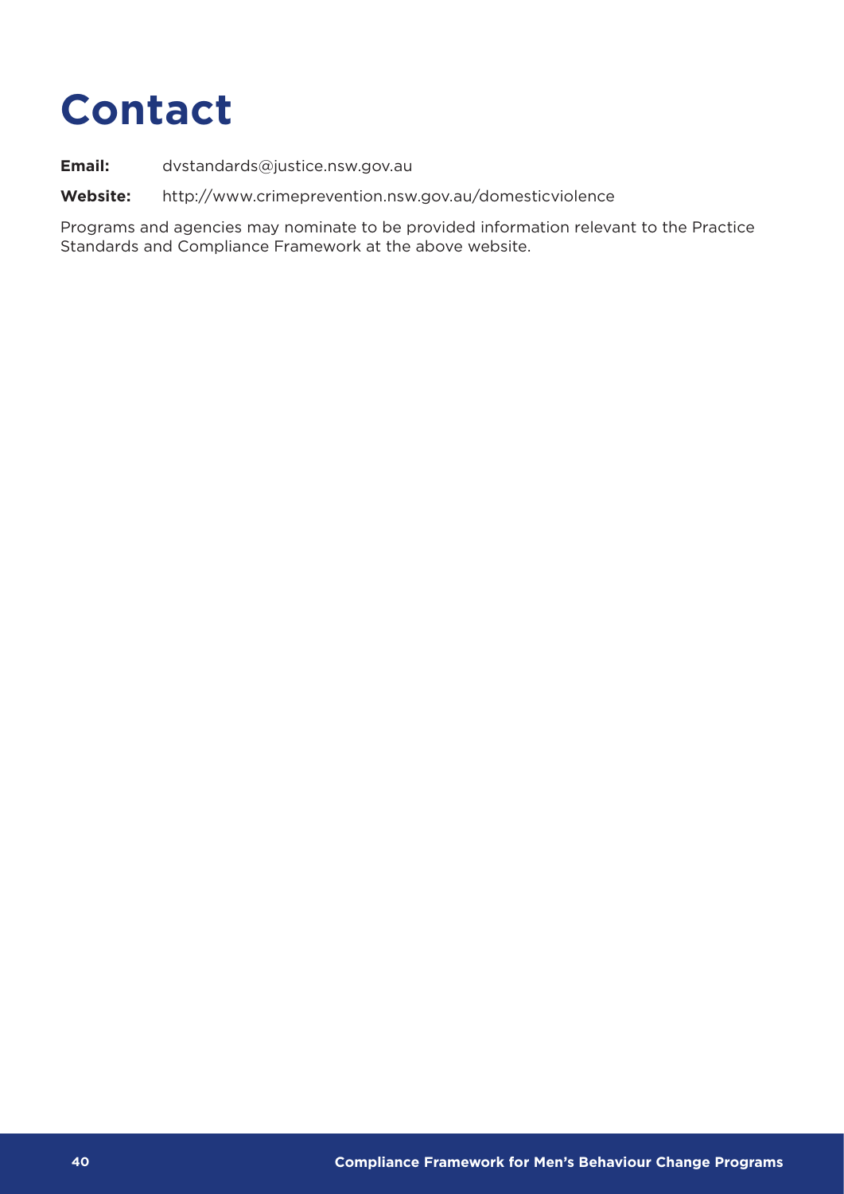# Contact

**Email:** dvstandards@justice.nsw.gov.au

**Website:** http://www.crimeprevention.nsw.gov.au/domesticviolence

Programs and agencies may nominate to be provided information relevant to the Practice Standards and Compliance Framework at the above website.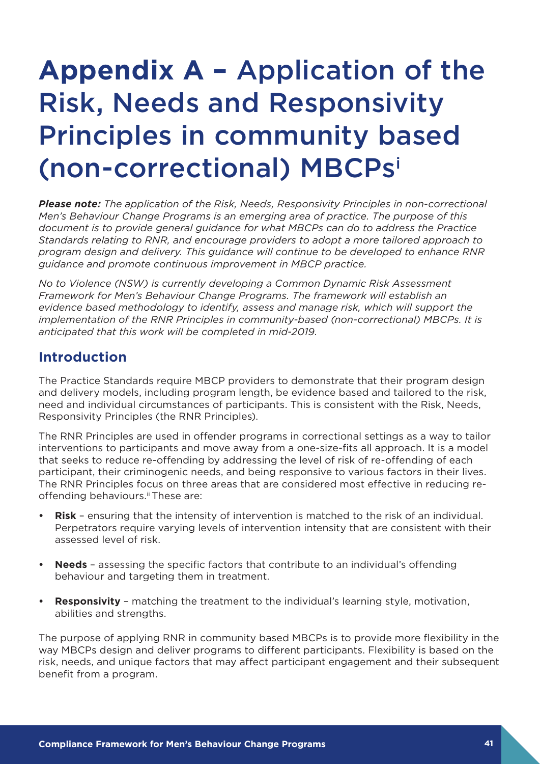# **Appendix A –** Application of the Risk, Needs and Responsivity Principles in community based (non-correctional) MBCPs[i]

***Please note:*** *The application of the Risk, Needs, Responsivity Principles in non-correctional Men's Behaviour Change Programs is an emerging area of practice. The purpose of this document is to provide general guidance for what MBCPs can do to address the Practice Standards relating to RNR, and encourage providers to adopt a more tailored approach to program design and delivery. This guidance will continue to be developed to enhance RNR guidance and promote continuous improvement in MBCP practice.*

*No to Violence (NSW) is currently developing a Common Dynamic Risk Assessment Framework for Men's Behaviour Change Programs. The framework will establish an evidence based methodology to identify, assess and manage risk, which will support the implementation of the RNR Principles in community-based (non-correctional) MBCPs. It is anticipated that this work will be completed in mid-2019.*

## Introduction

The Practice Standards require MBCP providers to demonstrate that their program design and delivery models, including program length, be evidence based and tailored to the risk, need and individual circumstances of participants. This is consistent with the Risk, Needs, Responsivity Principles (the RNR Principles).

The RNR Principles are used in offender programs in correctional settings as a way to tailor interventions to participants and move away from a one-size-fits all approach. It is a model that seeks to reduce re-offending by addressing the level of risk of re-offending of each participant, their criminogenic needs, and being responsive to various factors in their lives. The RNR Principles focus on three areas that are considered most effective in reducing re-offending behaviours.[ii] These are:

- **Risk** – ensuring that the intensity of intervention is matched to the risk of an individual. Perpetrators require varying levels of intervention intensity that are consistent with their assessed level of risk.
- **Needs** – assessing the specific factors that contribute to an individual's offending behaviour and targeting them in treatment.
- **Responsivity** – matching the treatment to the individual's learning style, motivation, abilities and strengths.

The purpose of applying RNR in community based MBCPs is to provide more flexibility in the way MBCPs design and deliver programs to different participants. Flexibility is based on the risk, needs, and unique factors that may affect participant engagement and their subsequent benefit from a program.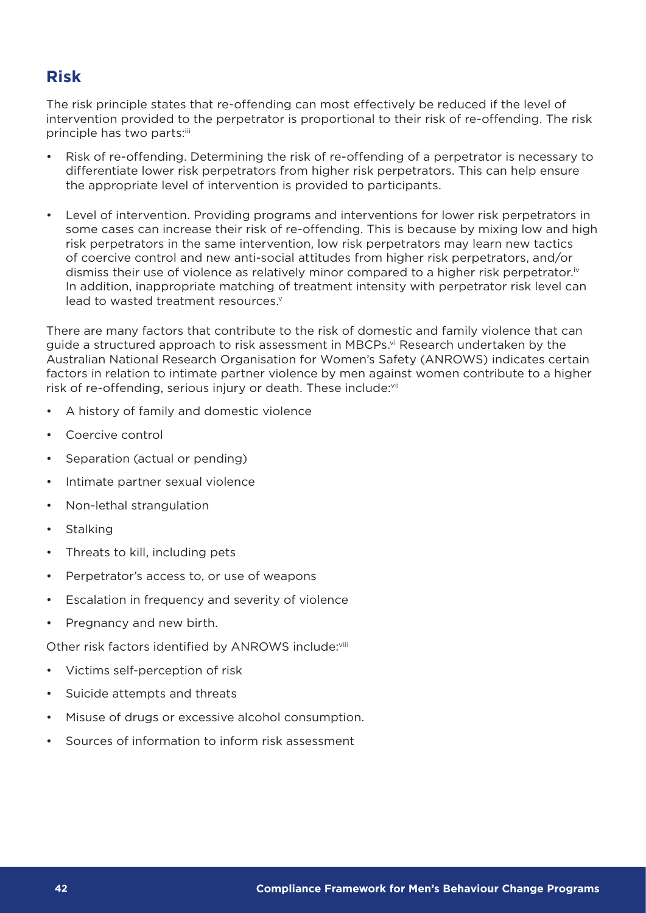## Risk

The risk principle states that re-offending can most effectively be reduced if the level of intervention provided to the perpetrator is proportional to their risk of re-offending. The risk principle has two parts:[iii]

- Risk of re-offending. Determining the risk of re-offending of a perpetrator is necessary to differentiate lower risk perpetrators from higher risk perpetrators. This can help ensure the appropriate level of intervention is provided to participants.
- Level of intervention. Providing programs and interventions for lower risk perpetrators in some cases can increase their risk of re-offending. This is because by mixing low and high risk perpetrators in the same intervention, low risk perpetrators may learn new tactics of coercive control and new anti-social attitudes from higher risk perpetrators, and/or dismiss their use of violence as relatively minor compared to a higher risk perpetrator.[iv] In addition, inappropriate matching of treatment intensity with perpetrator risk level can lead to wasted treatment resources.[v]

There are many factors that contribute to the risk of domestic and family violence that can guide a structured approach to risk assessment in MBCPs.[vi] Research undertaken by the Australian National Research Organisation for Women's Safety (ANROWS) indicates certain factors in relation to intimate partner violence by men against women contribute to a higher risk of re-offending, serious injury or death. These include:[vii]

- A history of family and domestic violence
- Coercive control
- Separation (actual or pending)
- Intimate partner sexual violence
- Non-lethal strangulation
- Stalking
- Threats to kill, including pets
- Perpetrator's access to, or use of weapons
- Escalation in frequency and severity of violence
- Pregnancy and new birth.

Other risk factors identified by ANROWS include:[viii]

- Victims self-perception of risk
- Suicide attempts and threats
- Misuse of drugs or excessive alcohol consumption.
- Sources of information to inform risk assessment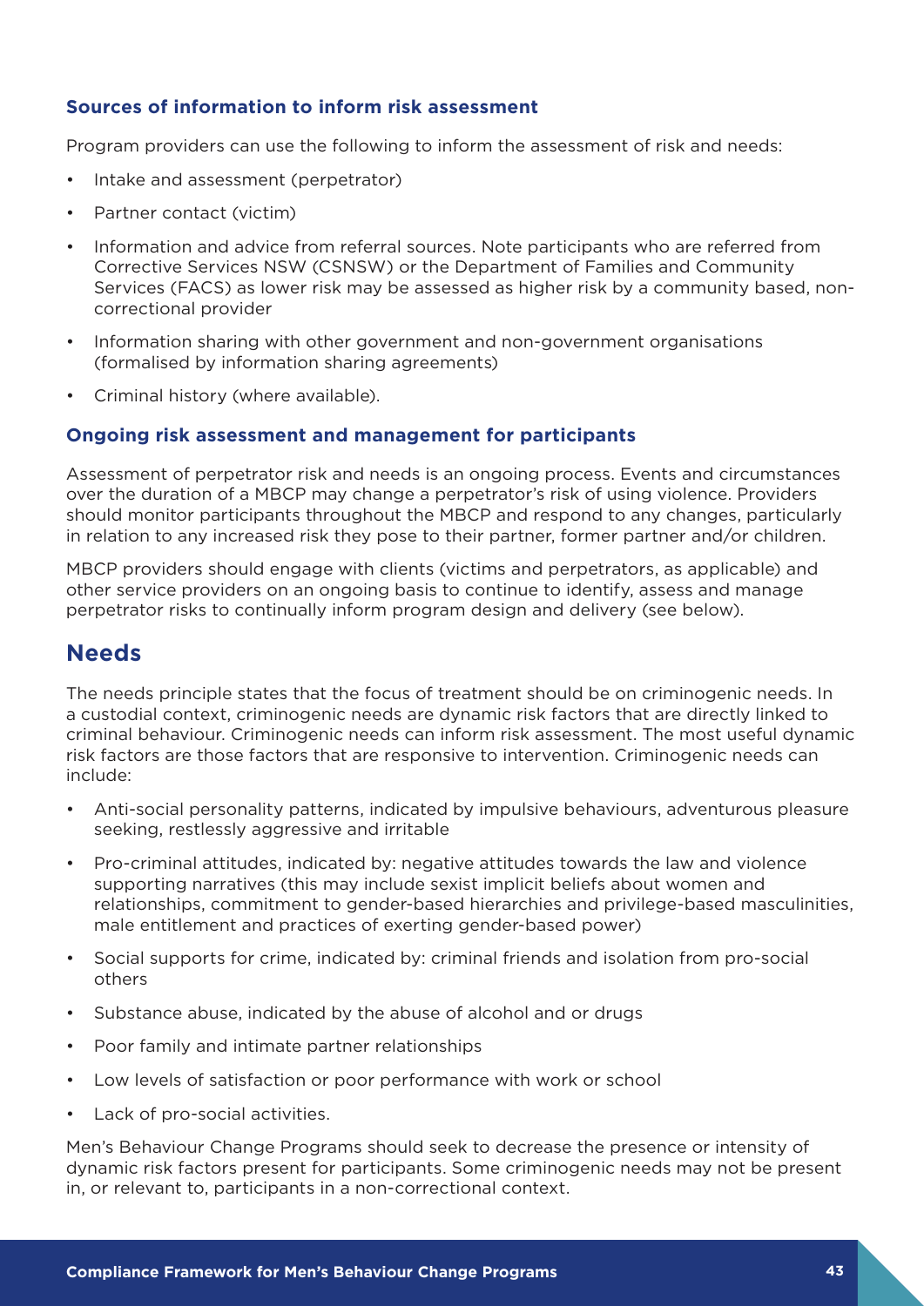### Sources of information to inform risk assessment

Program providers can use the following to inform the assessment of risk and needs:

- Intake and assessment (perpetrator)
- Partner contact (victim)
- Information and advice from referral sources. Note participants who are referred from Corrective Services NSW (CSNSW) or the Department of Families and Community Services (FACS) as lower risk may be assessed as higher risk by a community based, non-correctional provider
- Information sharing with other government and non-government organisations (formalised by information sharing agreements)
- Criminal history (where available).

### Ongoing risk assessment and management for participants

Assessment of perpetrator risk and needs is an ongoing process. Events and circumstances over the duration of a MBCP may change a perpetrator's risk of using violence. Providers should monitor participants throughout the MBCP and respond to any changes, particularly in relation to any increased risk they pose to their partner, former partner and/or children.

MBCP providers should engage with clients (victims and perpetrators, as applicable) and other service providers on an ongoing basis to continue to identify, assess and manage perpetrator risks to continually inform program design and delivery (see below).

## Needs

The needs principle states that the focus of treatment should be on criminogenic needs. In a custodial context, criminogenic needs are dynamic risk factors that are directly linked to criminal behaviour. Criminogenic needs can inform risk assessment. The most useful dynamic risk factors are those factors that are responsive to intervention. Criminogenic needs can include:

- Anti-social personality patterns, indicated by impulsive behaviours, adventurous pleasure seeking, restlessly aggressive and irritable
- Pro-criminal attitudes, indicated by: negative attitudes towards the law and violence supporting narratives (this may include sexist implicit beliefs about women and relationships, commitment to gender-based hierarchies and privilege-based masculinities, male entitlement and practices of exerting gender-based power)
- Social supports for crime, indicated by: criminal friends and isolation from pro-social others
- Substance abuse, indicated by the abuse of alcohol and or drugs
- Poor family and intimate partner relationships
- Low levels of satisfaction or poor performance with work or school
- Lack of pro-social activities.

Men's Behaviour Change Programs should seek to decrease the presence or intensity of dynamic risk factors present for participants. Some criminogenic needs may not be present in, or relevant to, participants in a non-correctional context.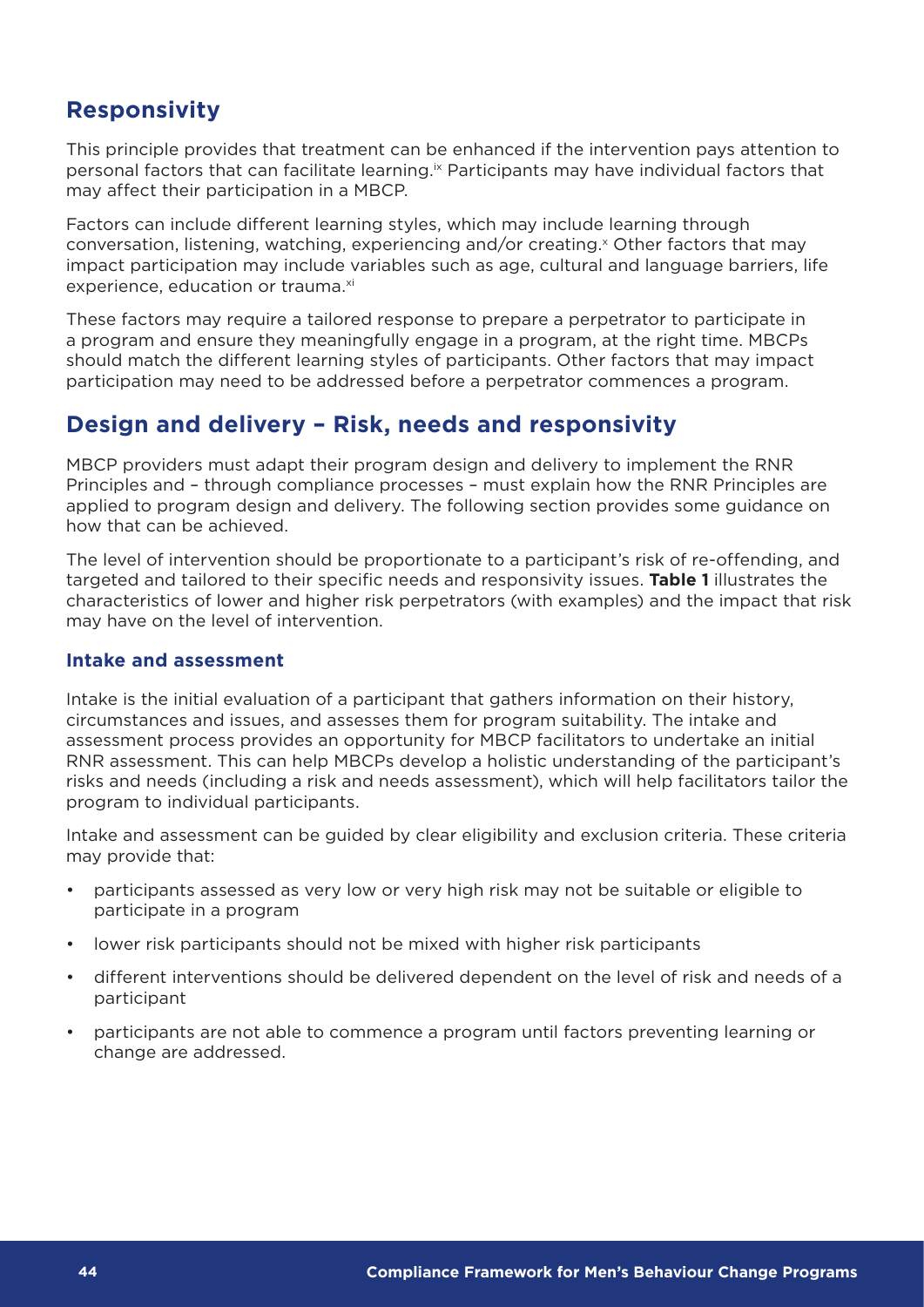## Responsivity

This principle provides that treatment can be enhanced if the intervention pays attention to personal factors that can facilitate learning.[ix] Participants may have individual factors that may affect their participation in a MBCP.

Factors can include different learning styles, which may include learning through conversation, listening, watching, experiencing and/or creating.[x] Other factors that may impact participation may include variables such as age, cultural and language barriers, life experience, education or trauma.[xi]

These factors may require a tailored response to prepare a perpetrator to participate in a program and ensure they meaningfully engage in a program, at the right time. MBCPs should match the different learning styles of participants. Other factors that may impact participation may need to be addressed before a perpetrator commences a program.

## Design and delivery – Risk, needs and responsivity

MBCP providers must adapt their program design and delivery to implement the RNR Principles and – through compliance processes – must explain how the RNR Principles are applied to program design and delivery. The following section provides some guidance on how that can be achieved.

The level of intervention should be proportionate to a participant's risk of re-offending, and targeted and tailored to their specific needs and responsivity issues. **Table 1** illustrates the characteristics of lower and higher risk perpetrators (with examples) and the impact that risk may have on the level of intervention.

### Intake and assessment

Intake is the initial evaluation of a participant that gathers information on their history, circumstances and issues, and assesses them for program suitability. The intake and assessment process provides an opportunity for MBCP facilitators to undertake an initial RNR assessment. This can help MBCPs develop a holistic understanding of the participant's risks and needs (including a risk and needs assessment), which will help facilitators tailor the program to individual participants.

Intake and assessment can be guided by clear eligibility and exclusion criteria. These criteria may provide that:

- participants assessed as very low or very high risk may not be suitable or eligible to participate in a program
- lower risk participants should not be mixed with higher risk participants
- different interventions should be delivered dependent on the level of risk and needs of a participant
- participants are not able to commence a program until factors preventing learning or change are addressed.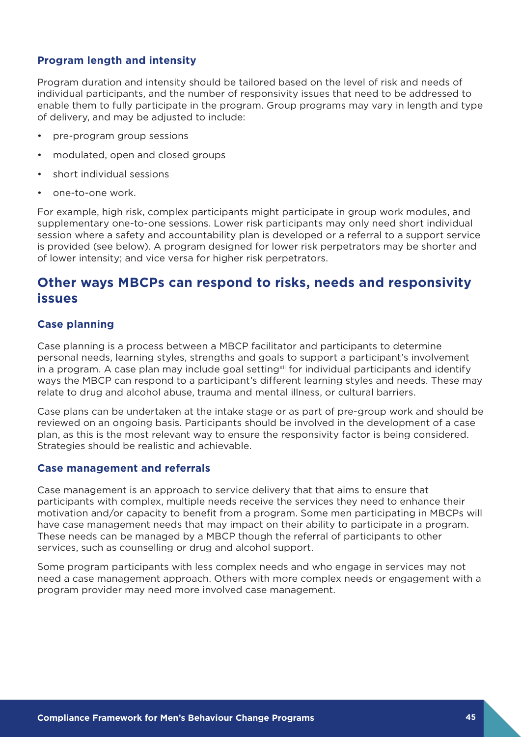### Program length and intensity

Program duration and intensity should be tailored based on the level of risk and needs of individual participants, and the number of responsivity issues that need to be addressed to enable them to fully participate in the program. Group programs may vary in length and type of delivery, and may be adjusted to include:

- pre-program group sessions
- modulated, open and closed groups
- short individual sessions
- one-to-one work.

For example, high risk, complex participants might participate in group work modules, and supplementary one-to-one sessions. Lower risk participants may only need short individual session where a safety and accountability plan is developed or a referral to a support service is provided (see below). A program designed for lower risk perpetrators may be shorter and of lower intensity; and vice versa for higher risk perpetrators.

## Other ways MBCPs can respond to risks, needs and responsivity issues

### Case planning

Case planning is a process between a MBCP facilitator and participants to determine personal needs, learning styles, strengths and goals to support a participant's involvement in a program. A case plan may include goal setting[xii] for individual participants and identify ways the MBCP can respond to a participant's different learning styles and needs. These may relate to drug and alcohol abuse, trauma and mental illness, or cultural barriers.

Case plans can be undertaken at the intake stage or as part of pre-group work and should be reviewed on an ongoing basis. Participants should be involved in the development of a case plan, as this is the most relevant way to ensure the responsivity factor is being considered. Strategies should be realistic and achievable.

### Case management and referrals

Case management is an approach to service delivery that that aims to ensure that participants with complex, multiple needs receive the services they need to enhance their motivation and/or capacity to benefit from a program. Some men participating in MBCPs will have case management needs that may impact on their ability to participate in a program. These needs can be managed by a MBCP though the referral of participants to other services, such as counselling or drug and alcohol support.

Some program participants with less complex needs and who engage in services may not need a case management approach. Others with more complex needs or engagement with a program provider may need more involved case management.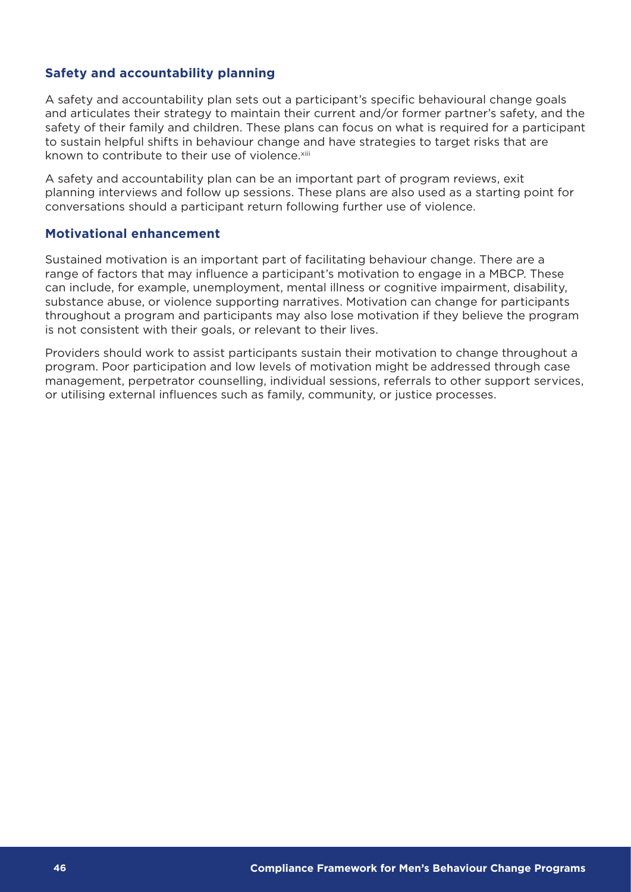### Safety and accountability planning

A safety and accountability plan sets out a participant's specific behavioural change goals and articulates their strategy to maintain their current and/or former partner's safety, and the safety of their family and children. These plans can focus on what is required for a participant to sustain helpful shifts in behaviour change and have strategies to target risks that are known to contribute to their use of violence.[xiii]

A safety and accountability plan can be an important part of program reviews, exit planning interviews and follow up sessions. These plans are also used as a starting point for conversations should a participant return following further use of violence.

### Motivational enhancement

Sustained motivation is an important part of facilitating behaviour change. There are a range of factors that may influence a participant's motivation to engage in a MBCP. These can include, for example, unemployment, mental illness or cognitive impairment, disability, substance abuse, or violence supporting narratives. Motivation can change for participants throughout a program and participants may also lose motivation if they believe the program is not consistent with their goals, or relevant to their lives.

Providers should work to assist participants sustain their motivation to change throughout a program. Poor participation and low levels of motivation might be addressed through case management, perpetrator counselling, individual sessions, referrals to other support services, or utilising external influences such as family, community, or justice processes.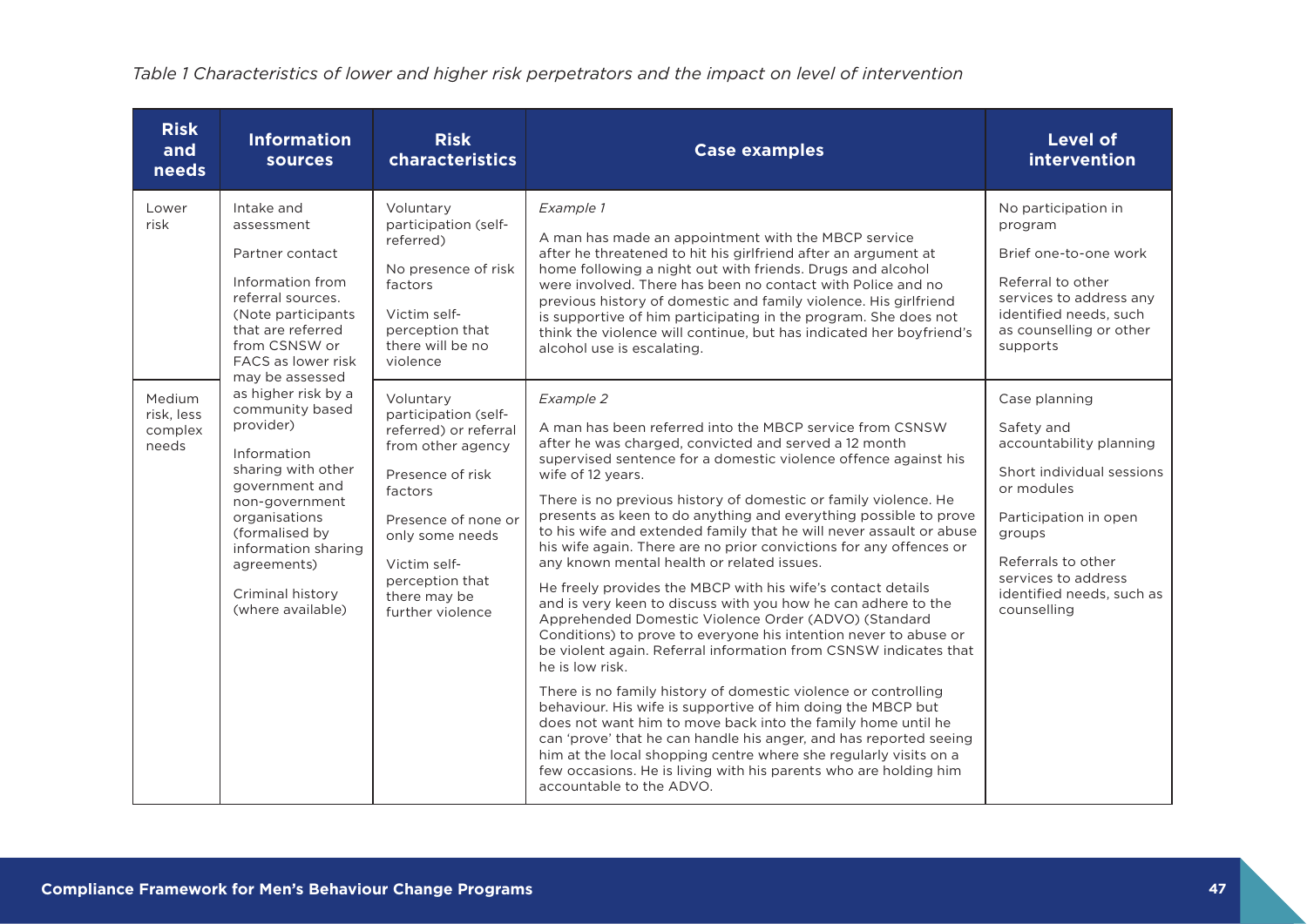*Table 1 Characteristics of lower and higher risk perpetrators and the impact on level of intervention*

| Risk and needs | Information sources | Risk characteristics | Case examples | Level of intervention |
|---|---|---|---|---|
| Lower risk | Intake and assessment<br><br>Partner contact<br><br>Information from referral sources. (Note participants that are referred from CSNSW or FACS as lower risk may be assessed as higher risk by a community based provider)<br><br>Information sharing with other government and non-government organisations (formalised by information sharing agreements)<br><br>Criminal history (where available) | Voluntary participation (self-referred)<br><br>No presence of risk factors<br><br>Victim self-perception that there will be no violence | *Example 1*<br><br>A man has made an appointment with the MBCP service after he threatened to hit his girlfriend after an argument at home following a night out with friends. Drugs and alcohol were involved. There has been no contact with Police and no previous history of domestic and family violence. His girlfriend is supportive of him participating in the program. She does not think the violence will continue, but has indicated her boyfriend's alcohol use is escalating. | No participation in program<br><br>Brief one-to-one work<br><br>Referral to other services to address any identified needs, such as counselling or other supports |
| Medium risk, less complex needs | | Voluntary participation (self-referred) or referral from other agency<br><br>Presence of risk factors<br><br>Presence of none or only some needs<br><br>Victim self-perception that there may be further violence | *Example 2*<br><br>A man has been referred into the MBCP service from CSNSW after he was charged, convicted and served a 12 month supervised sentence for a domestic violence offence against his wife of 12 years.<br><br>There is no previous history of domestic or family violence. He presents as keen to do anything and everything possible to prove to his wife and extended family that he will never assault or abuse his wife again. There are no prior convictions for any offences or any known mental health or related issues.<br><br>He freely provides the MBCP with his wife's contact details and is very keen to discuss with you how he can adhere to the Apprehended Domestic Violence Order (ADVO) (Standard Conditions) to prove to everyone his intention never to abuse or be violent again. Referral information from CSNSW indicates that he is low risk.<br><br>There is no family history of domestic violence or controlling behaviour. His wife is supportive of him doing the MBCP but does not want him to move back into the family home until he can 'prove' that he can handle his anger, and has reported seeing him at the local shopping centre where she regularly visits on a few occasions. He is living with his parents who are holding him accountable to the ADVO. | Case planning<br><br>Safety and accountability planning<br><br>Short individual sessions or modules<br><br>Participation in open groups<br><br>Referrals to other services to address identified needs, such as counselling |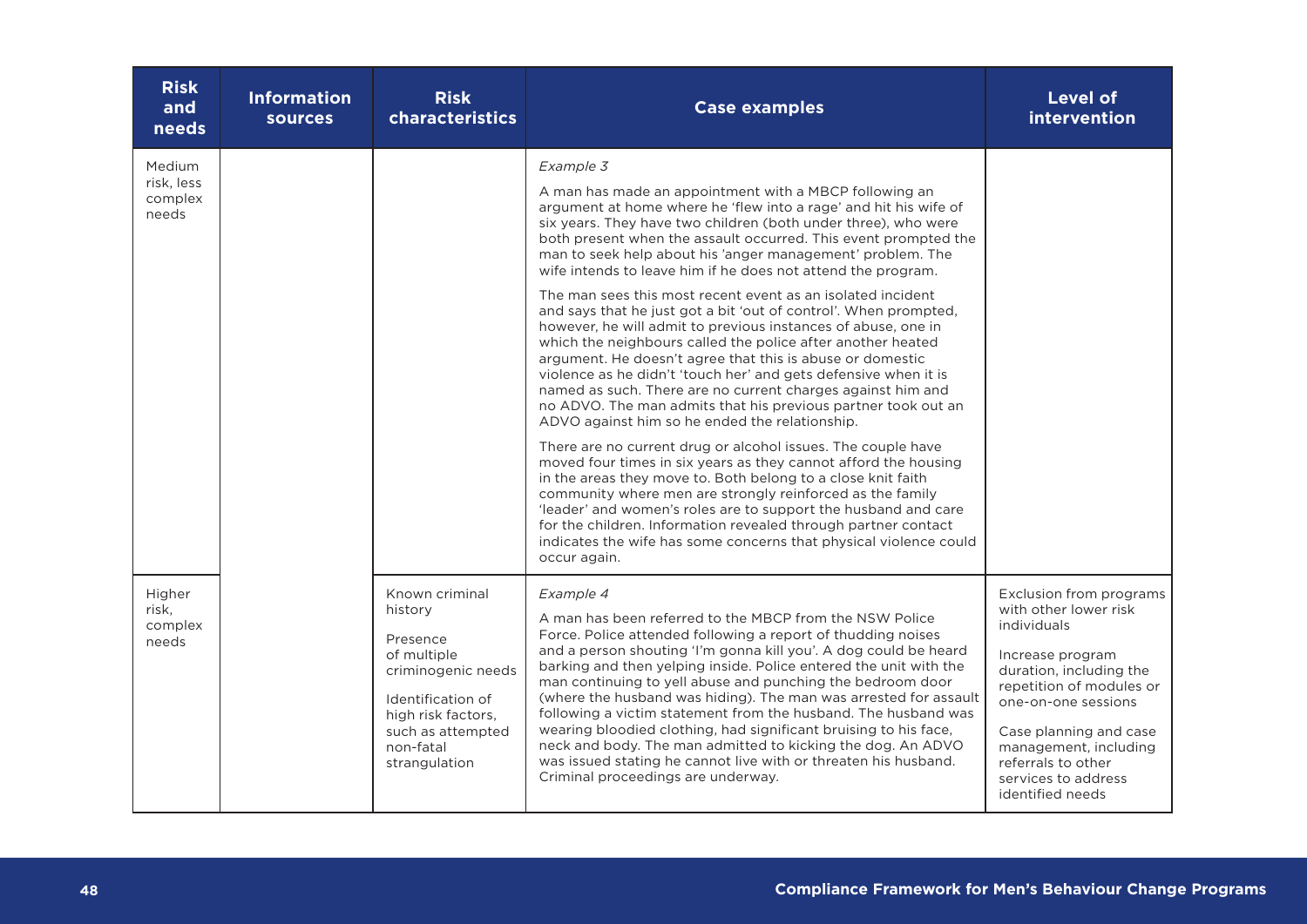| Risk and needs | Information sources | Risk characteristics | Case examples | Level of intervention |
|---|---|---|---|---|
| Medium risk, less complex needs | | | *Example 3*<br><br>A man has made an appointment with a MBCP following an argument at home where he 'flew into a rage' and hit his wife of six years. They have two children (both under three), who were both present when the assault occurred. This event prompted the man to seek help about his 'anger management' problem. The wife intends to leave him if he does not attend the program.<br><br>The man sees this most recent event as an isolated incident and says that he just got a bit 'out of control'. When prompted, however, he will admit to previous instances of abuse, one in which the neighbours called the police after another heated argument. He doesn't agree that this is abuse or domestic violence as he didn't 'touch her' and gets defensive when it is named as such. There are no current charges against him and no ADVO. The man admits that his previous partner took out an ADVO against him so he ended the relationship.<br><br>There are no current drug or alcohol issues. The couple have moved four times in six years as they cannot afford the housing in the areas they move to. Both belong to a close knit faith community where men are strongly reinforced as the family 'leader' and women's roles are to support the husband and care for the children. Information revealed through partner contact indicates the wife has some concerns that physical violence could occur again. | |
| Higher risk, complex needs | | Known criminal history<br><br>Presence of multiple criminogenic needs<br><br>Identification of high risk factors, such as attempted non-fatal strangulation | *Example 4*<br><br>A man has been referred to the MBCP from the NSW Police Force. Police attended following a report of thudding noises and a person shouting 'I'm gonna kill you'. A dog could be heard barking and then yelping inside. Police entered the unit with the man continuing to yell abuse and punching the bedroom door (where the husband was hiding). The man was arrested for assault following a victim statement from the husband. The husband was wearing bloodied clothing, had significant bruising to his face, neck and body. The man admitted to kicking the dog. An ADVO was issued stating he cannot live with or threaten his husband. Criminal proceedings are underway. | Exclusion from programs with other lower risk individuals<br><br>Increase program duration, including the repetition of modules or one-on-one sessions<br><br>Case planning and case management, including referrals to other services to address identified needs |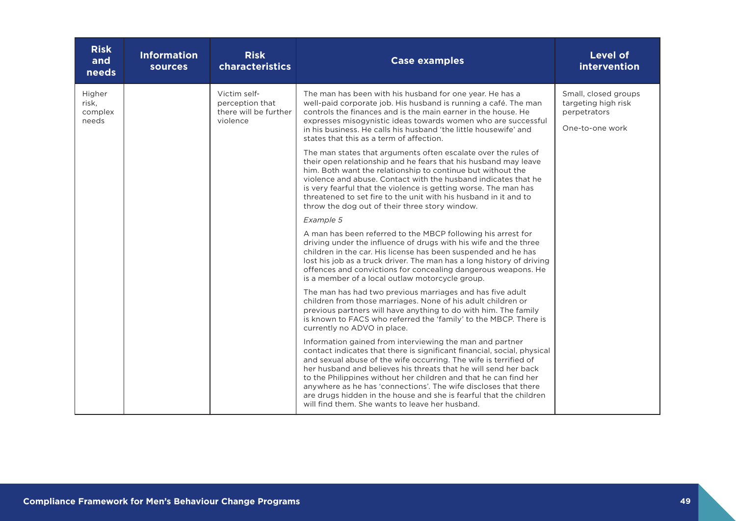| Risk and needs | Information sources | Risk characteristics | Case examples | Level of intervention |
|---|---|---|---|---|
| Higher risk, complex needs | | Victim self-perception that there will be further violence | The man has been with his husband for one year. He has a well-paid corporate job. His husband is running a café. The man controls the finances and is the main earner in the house. He expresses misogynistic ideas towards women who are successful in his business. He calls his husband 'the little housewife' and states that this as a term of affection.<br><br>The man states that arguments often escalate over the rules of their open relationship and he fears that his husband may leave him. Both want the relationship to continue but without the violence and abuse. Contact with the husband indicates that he is very fearful that the violence is getting worse. The man has threatened to set fire to the unit with his husband in it and to throw the dog out of their three story window.<br><br>*Example 5*<br><br>A man has been referred to the MBCP following his arrest for driving under the influence of drugs with his wife and the three children in the car. His license has been suspended and he has lost his job as a truck driver. The man has a long history of driving offences and convictions for concealing dangerous weapons. He is a member of a local outlaw motorcycle group.<br><br>The man has had two previous marriages and has five adult children from those marriages. None of his adult children or previous partners will have anything to do with him. The family is known to FACS who referred the 'family' to the MBCP. There is currently no ADVO in place.<br><br>Information gained from interviewing the man and partner contact indicates that there is significant financial, social, physical and sexual abuse of the wife occurring. The wife is terrified of her husband and believes his threats that he will send her back to the Philippines without her children and that he can find her anywhere as he has 'connections'. The wife discloses that there are drugs hidden in the house and she is fearful that the children will find them. She wants to leave her husband. | Small, closed groups targeting high risk perpetrators<br><br>One-to-one work |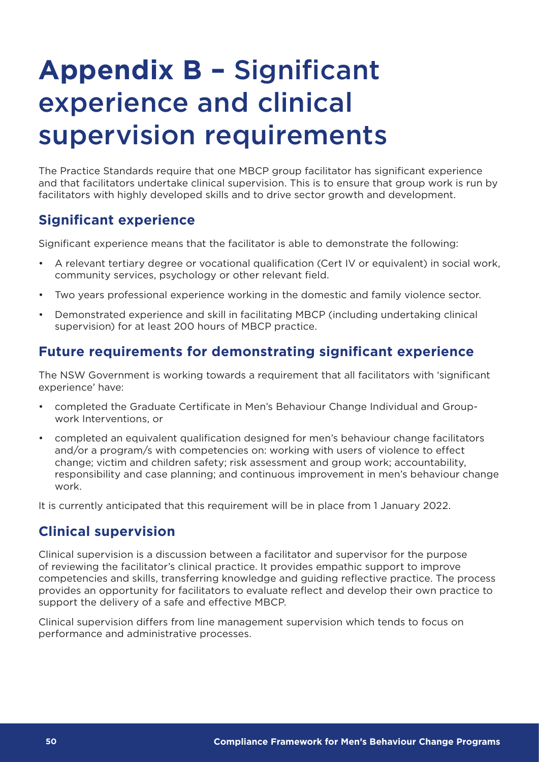# **Appendix B –** Significant experience and clinical supervision requirements

The Practice Standards require that one MBCP group facilitator has significant experience and that facilitators undertake clinical supervision. This is to ensure that group work is run by facilitators with highly developed skills and to drive sector growth and development.

## Significant experience

Significant experience means that the facilitator is able to demonstrate the following:

- A relevant tertiary degree or vocational qualification (Cert IV or equivalent) in social work, community services, psychology or other relevant field.
- Two years professional experience working in the domestic and family violence sector.
- Demonstrated experience and skill in facilitating MBCP (including undertaking clinical supervision) for at least 200 hours of MBCP practice.

## Future requirements for demonstrating significant experience

The NSW Government is working towards a requirement that all facilitators with 'significant experience' have:

- completed the Graduate Certificate in Men's Behaviour Change Individual and Group-work Interventions, or
- completed an equivalent qualification designed for men's behaviour change facilitators and/or a program/s with competencies on: working with users of violence to effect change; victim and children safety; risk assessment and group work; accountability, responsibility and case planning; and continuous improvement in men's behaviour change work.

It is currently anticipated that this requirement will be in place from 1 January 2022.

## Clinical supervision

Clinical supervision is a discussion between a facilitator and supervisor for the purpose of reviewing the facilitator's clinical practice. It provides empathic support to improve competencies and skills, transferring knowledge and guiding reflective practice. The process provides an opportunity for facilitators to evaluate reflect and develop their own practice to support the delivery of a safe and effective MBCP.

Clinical supervision differs from line management supervision which tends to focus on performance and administrative processes.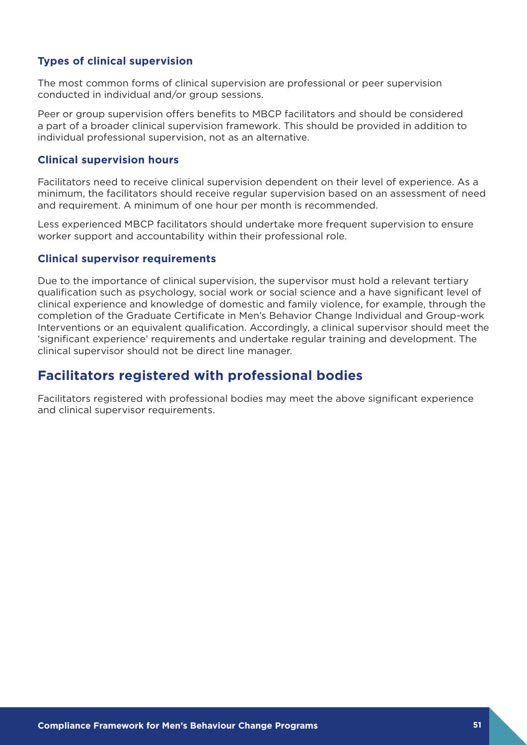### Types of clinical supervision

The most common forms of clinical supervision are professional or peer supervision conducted in individual and/or group sessions.

Peer or group supervision offers benefits to MBCP facilitators and should be considered a part of a broader clinical supervision framework. This should be provided in addition to individual professional supervision, not as an alternative.

### Clinical supervision hours

Facilitators need to receive clinical supervision dependent on their level of experience. As a minimum, the facilitators should receive regular supervision based on an assessment of need and requirement. A minimum of one hour per month is recommended.

Less experienced MBCP facilitators should undertake more frequent supervision to ensure worker support and accountability within their professional role.

### Clinical supervisor requirements

Due to the importance of clinical supervision, the supervisor must hold a relevant tertiary qualification such as psychology, social work or social science and a have significant level of clinical experience and knowledge of domestic and family violence, for example, through the completion of the Graduate Certificate in Men's Behavior Change Individual and Group-work Interventions or an equivalent qualification. Accordingly, a clinical supervisor should meet the 'significant experience' requirements and undertake regular training and development. The clinical supervisor should not be direct line manager.

## Facilitators registered with professional bodies

Facilitators registered with professional bodies may meet the above significant experience and clinical supervisor requirements.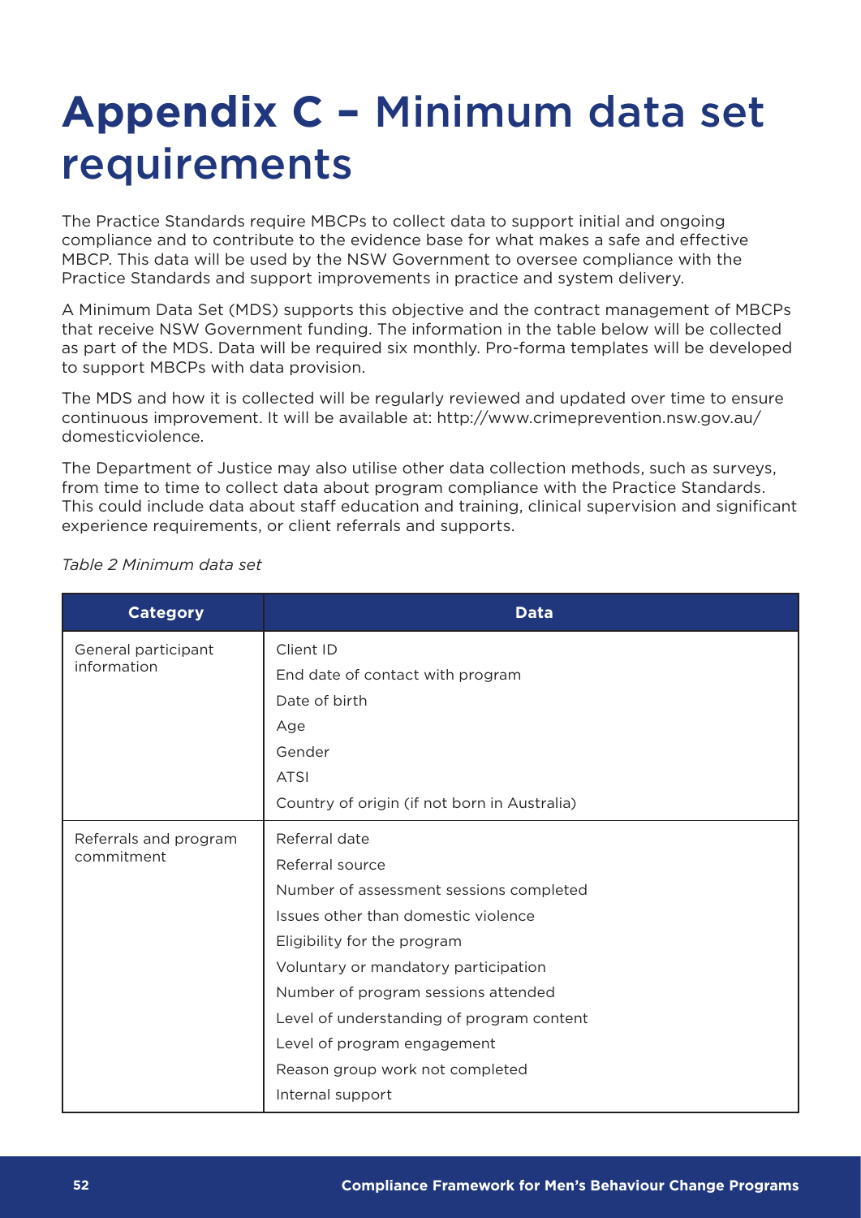# Appendix C – Minimum data set requirements

The Practice Standards require MBCPs to collect data to support initial and ongoing compliance and to contribute to the evidence base for what makes a safe and effective MBCP. This data will be used by the NSW Government to oversee compliance with the Practice Standards and support improvements in practice and system delivery.

A Minimum Data Set (MDS) supports this objective and the contract management of MBCPs that receive NSW Government funding. The information in the table below will be collected as part of the MDS. Data will be required six monthly. Pro-forma templates will be developed to support MBCPs with data provision.

The MDS and how it is collected will be regularly reviewed and updated over time to ensure continuous improvement. It will be available at: http://www.crimeprevention.nsw.gov.au/domesticviolence.

The Department of Justice may also utilise other data collection methods, such as surveys, from time to time to collect data about program compliance with the Practice Standards. This could include data about staff education and training, clinical supervision and significant experience requirements, or client referrals and supports.

*Table 2 Minimum data set*

| Category | Data |
| --- | --- |
| General participant information | Client ID<br>End date of contact with program<br>Date of birth<br>Age<br>Gender<br>ATSI<br>Country of origin (if not born in Australia) |
| Referrals and program commitment | Referral date<br>Referral source<br>Number of assessment sessions completed<br>Issues other than domestic violence<br>Eligibility for the program<br>Voluntary or mandatory participation<br>Number of program sessions attended<br>Level of understanding of program content<br>Level of program engagement<br>Reason group work not completed<br>Internal support |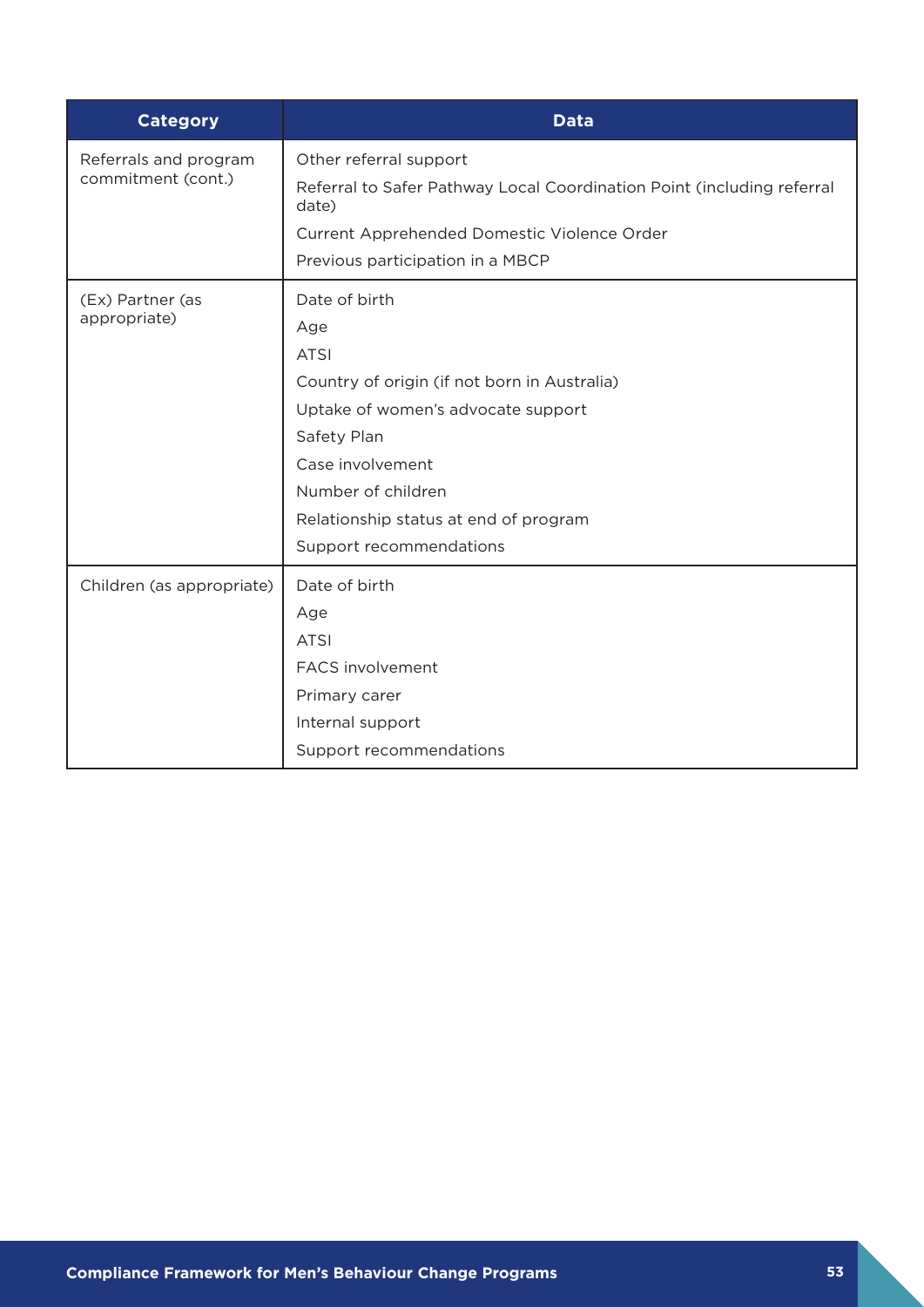| Category | Data |
|---|---|
| Referrals and program commitment (cont.) | Other referral support<br>Referral to Safer Pathway Local Coordination Point (including referral date)<br>Current Apprehended Domestic Violence Order<br>Previous participation in a MBCP |
| (Ex) Partner (as appropriate) | Date of birth<br>Age<br>ATSI<br>Country of origin (if not born in Australia)<br>Uptake of women's advocate support<br>Safety Plan<br>Case involvement<br>Number of children<br>Relationship status at end of program<br>Support recommendations |
| Children (as appropriate) | Date of birth<br>Age<br>ATSI<br>FACS involvement<br>Primary carer<br>Internal support<br>Support recommendations |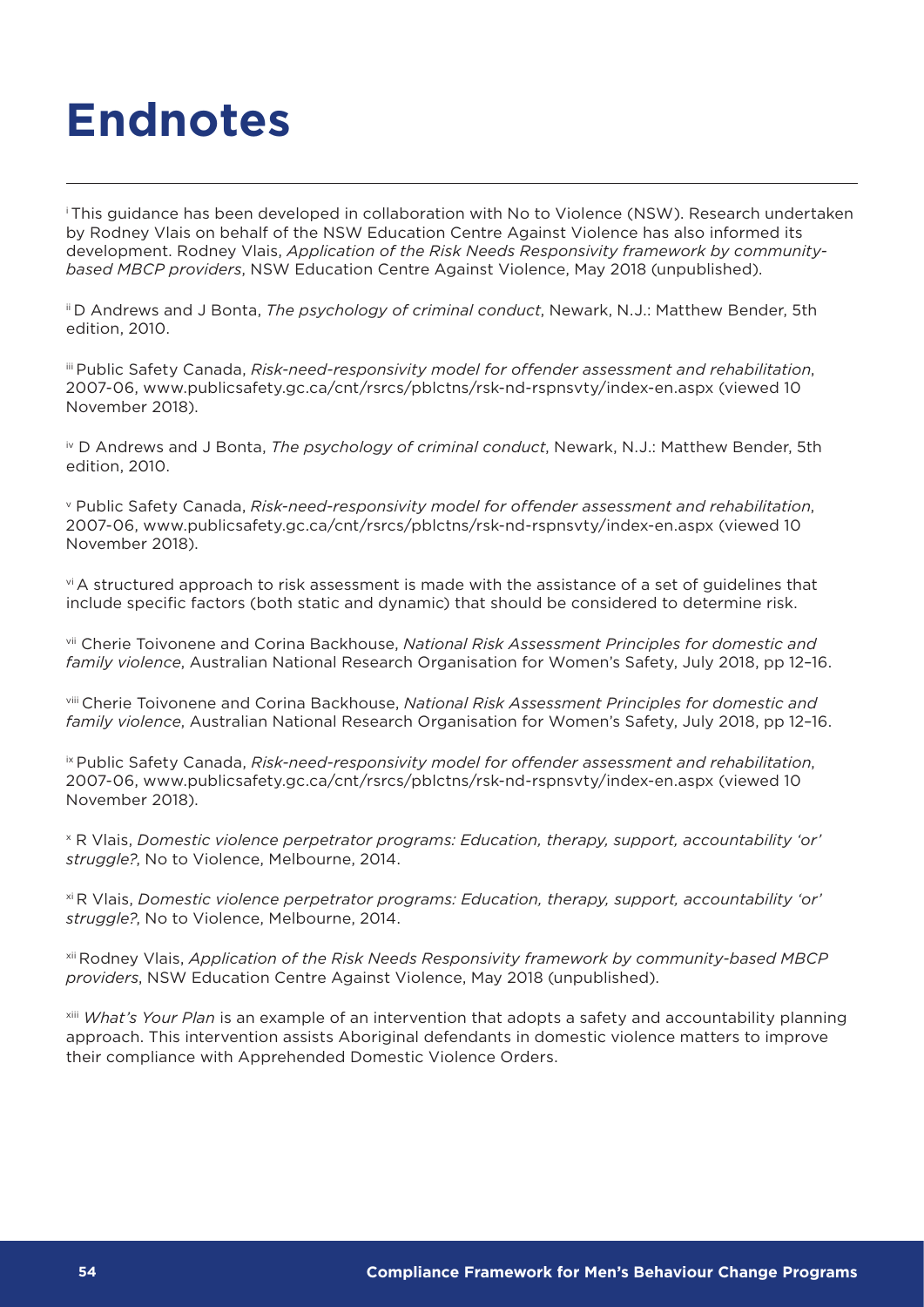# Endnotes

[i] This guidance has been developed in collaboration with No to Violence (NSW). Research undertaken by Rodney Vlais on behalf of the NSW Education Centre Against Violence has also informed its development. Rodney Vlais, *Application of the Risk Needs Responsivity framework by community-based MBCP providers*, NSW Education Centre Against Violence, May 2018 (unpublished).

[ii] D Andrews and J Bonta, *The psychology of criminal conduct*, Newark, N.J.: Matthew Bender, 5th edition, 2010.

[iii] Public Safety Canada, *Risk-need-responsivity model for offender assessment and rehabilitation*, 2007-06, www.publicsafety.gc.ca/cnt/rsrcs/pblctns/rsk-nd-rspnsvty/index-en.aspx (viewed 10 November 2018).

[iv] D Andrews and J Bonta, *The psychology of criminal conduct*, Newark, N.J.: Matthew Bender, 5th edition, 2010.

[v] Public Safety Canada, *Risk-need-responsivity model for offender assessment and rehabilitation*, 2007-06, www.publicsafety.gc.ca/cnt/rsrcs/pblctns/rsk-nd-rspnsvty/index-en.aspx (viewed 10 November 2018).

[vi] A structured approach to risk assessment is made with the assistance of a set of guidelines that include specific factors (both static and dynamic) that should be considered to determine risk.

[vii] Cherie Toivonene and Corina Backhouse, *National Risk Assessment Principles for domestic and family violence*, Australian National Research Organisation for Women's Safety, July 2018, pp 12–16.

[viii] Cherie Toivonene and Corina Backhouse, *National Risk Assessment Principles for domestic and family violence*, Australian National Research Organisation for Women's Safety, July 2018, pp 12–16.

[ix] Public Safety Canada, *Risk-need-responsivity model for offender assessment and rehabilitation*, 2007-06, www.publicsafety.gc.ca/cnt/rsrcs/pblctns/rsk-nd-rspnsvty/index-en.aspx (viewed 10 November 2018).

[x] R Vlais, *Domestic violence perpetrator programs: Education, therapy, support, accountability 'or' struggle?*, No to Violence, Melbourne, 2014.

[xi] R Vlais, *Domestic violence perpetrator programs: Education, therapy, support, accountability 'or' struggle?*, No to Violence, Melbourne, 2014.

[xii] Rodney Vlais, *Application of the Risk Needs Responsivity framework by community-based MBCP providers*, NSW Education Centre Against Violence, May 2018 (unpublished).

[xiii] *What's Your Plan* is an example of an intervention that adopts a safety and accountability planning approach. This intervention assists Aboriginal defendants in domestic violence matters to improve their compliance with Apprehended Domestic Violence Orders.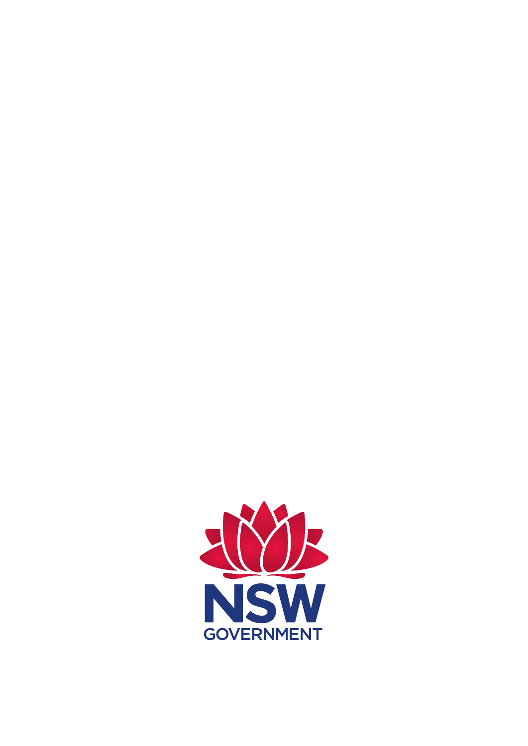NSW

GOVERNMENT